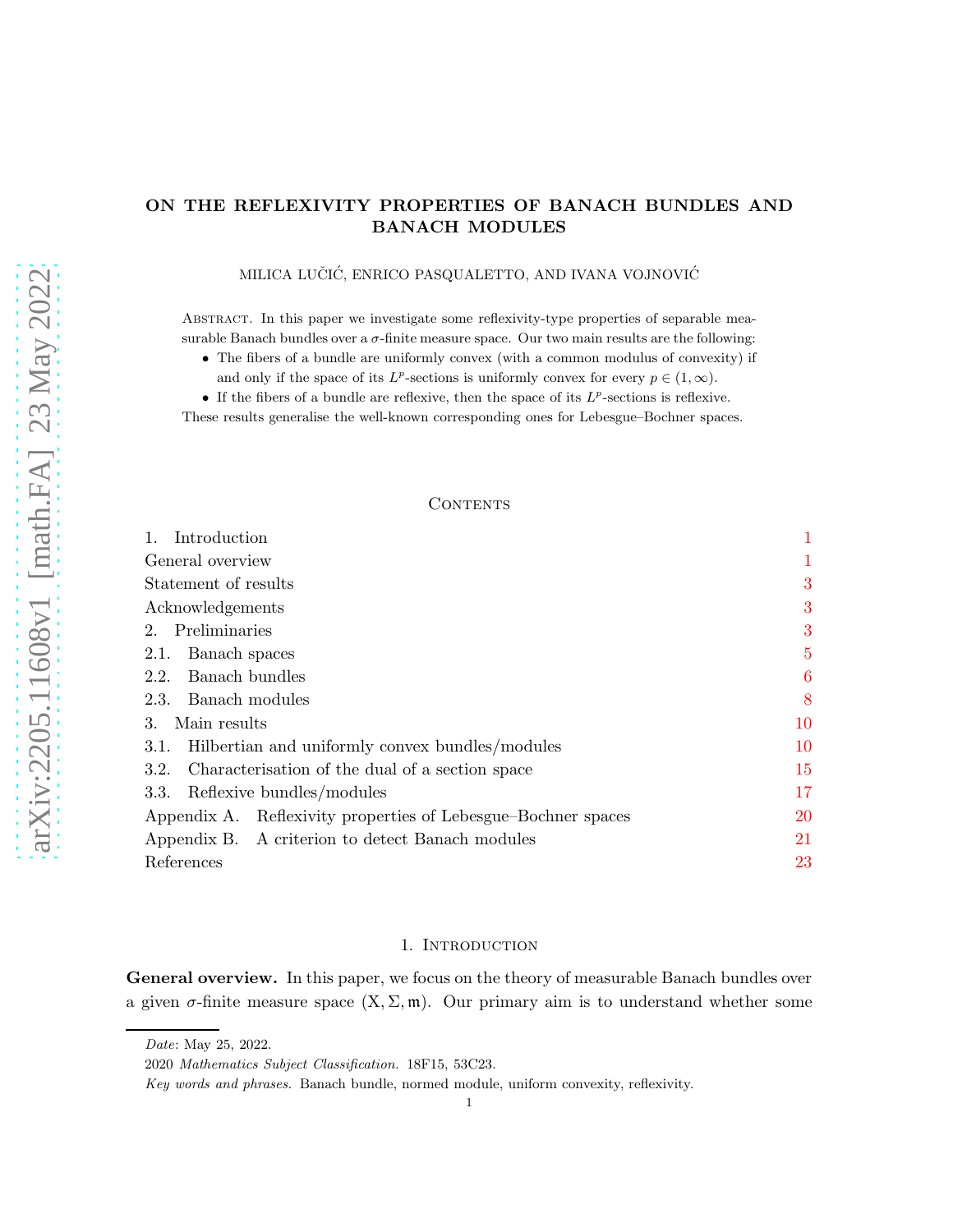# ON THE REFLEXIVITY PROPERTIES OF BANACH BUNDLES AND BANACH MODULES

MILICA LUČIĆ, ENRICO PASQUALETTO, AND IVANA VOJNOVIĆ

Abstract. In this paper we investigate some reflexivity-type properties of separable measurable Banach bundles over a $\sigma$-finite measure space. Our two main results are the following:

- The fibers of a bundle are uniformly convex (with a common modulus of convexity) if and only if the space of its $L^p$-sections is uniformly convex for every $p \in (1, \infty)$.
- If the fibers of a bundle are reflexive, then the space of its $L^p$-sections is reflexive.

These results generalise the well-known corresponding ones for Lebesgue–Bochner spaces.

## Contents

| | |
|---|---|
| 1. Introduction | 1 |
| General overview | 1 |
| Statement of results | 3 |
| Acknowledgements | 3 |
| 2. Preliminaries | 3 |
| 2.1. Banach spaces | 5 |
| 2.2. Banach bundles | 6 |
| 2.3. Banach modules | 8 |
| 3. Main results | 10 |
| 3.1. Hilbertian and uniformly convex bundles/modules | 10 |
| 3.2. Characterisation of the dual of a section space | 15 |
| 3.3. Reflexive bundles/modules | 17 |
| Appendix A. Reflexivity properties of Lebesgue–Bochner spaces | 20 |
| Appendix B. A criterion to detect Banach modules | 21 |
| References | 23 |

## 1. Introduction

**General overview.** In this paper, we focus on the theory of measurable Banach bundles over a given $\sigma$-finite measure space $(\mathrm{X}, \Sigma, \mathfrak{m})$. Our primary aim is to understand whether some

*Date*: May 25, 2022.

2020 *Mathematics Subject Classification.* 18F15, 53C23.

*Key words and phrases.* Banach bundle, normed module, uniform convexity, reflexivity.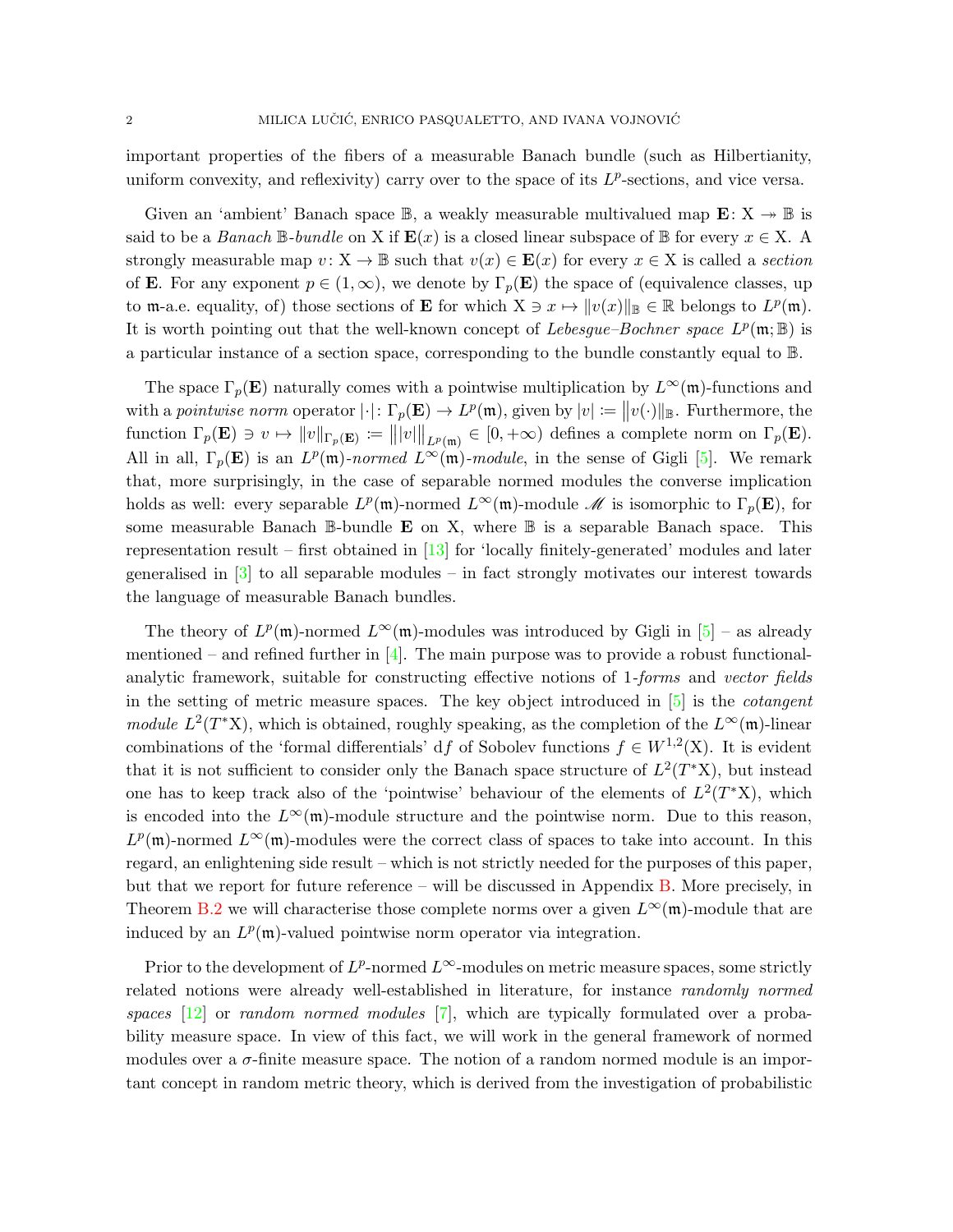important properties of the fibers of a measurable Banach bundle (such as Hilbertianity, uniform convexity, and reflexivity) carry over to the space of its $L^p$-sections, and vice versa.

Given an 'ambient' Banach space $\mathbb{B}$, a weakly measurable multivalued map $\mathbf{E}\colon \mathrm{X} \twoheadrightarrow \mathbb{B}$ is said to be a *Banach* $\mathbb{B}$*-bundle* on $\mathrm{X}$ if $\mathbf{E}(x)$ is a closed linear subspace of $\mathbb{B}$ for every $x \in \mathrm{X}$. A strongly measurable map $v\colon \mathrm{X} \to \mathbb{B}$ such that $v(x) \in \mathbf{E}(x)$ for every $x \in \mathrm{X}$ is called a *section* of $\mathbf{E}$. For any exponent $p \in (1, \infty)$, we denote by $\Gamma_p(\mathbf{E})$ the space of (equivalence classes, up to $\mathfrak{m}$-a.e. equality, of) those sections of $\mathbf{E}$ for which $\mathrm{X} \ni x \mapsto \|v(x)\|_{\mathbb{B}} \in \mathbb{R}$ belongs to $L^p(\mathfrak{m})$. It is worth pointing out that the well-known concept of *Lebesgue–Bochner space* $L^p(\mathfrak{m}; \mathbb{B})$ is a particular instance of a section space, corresponding to the bundle constantly equal to $\mathbb{B}$.

The space $\Gamma_p(\mathbf{E})$ naturally comes with a pointwise multiplication by $L^\infty(\mathfrak{m})$-functions and with a *pointwise norm* operator $|\cdot|\colon \Gamma_p(\mathbf{E}) \to L^p(\mathfrak{m})$, given by $|v| := \|v(\cdot)\|_{\mathbb{B}}$. Furthermore, the function $\Gamma_p(\mathbf{E}) \ni v \mapsto \|v\|_{\Gamma_p(\mathbf{E})} := \big\||v|\big\|_{L^p(\mathfrak{m})} \in [0, +\infty)$ defines a complete norm on $\Gamma_p(\mathbf{E})$. All in all, $\Gamma_p(\mathbf{E})$ is an $L^p(\mathfrak{m})$*-normed* $L^\infty(\mathfrak{m})$*-module*, in the sense of Gigli [5]. We remark that, more surprisingly, in the case of separable normed modules the converse implication holds as well: every separable $L^p(\mathfrak{m})$-normed $L^\infty(\mathfrak{m})$-module $\mathscr{M}$ is isomorphic to $\Gamma_p(\mathbf{E})$, for some measurable Banach $\mathbb{B}$-bundle $\mathbf{E}$ on $\mathrm{X}$, where $\mathbb{B}$ is a separable Banach space. This representation result – first obtained in [13] for 'locally finitely-generated' modules and later generalised in [3] to all separable modules – in fact strongly motivates our interest towards the language of measurable Banach bundles.

The theory of $L^p(\mathfrak{m})$-normed $L^\infty(\mathfrak{m})$-modules was introduced by Gigli in [5] – as already mentioned – and refined further in [4]. The main purpose was to provide a robust functional-analytic framework, suitable for constructing effective notions of 1*-forms* and *vector fields* in the setting of metric measure spaces. The key object introduced in [5] is the *cotangent module* $L^2(T^*\mathrm{X})$, which is obtained, roughly speaking, as the completion of the $L^\infty(\mathfrak{m})$-linear combinations of the 'formal differentials' $\mathrm{d}f$ of Sobolev functions $f \in W^{1,2}(\mathrm{X})$. It is evident that it is not sufficient to consider only the Banach space structure of $L^2(T^*\mathrm{X})$, but instead one has to keep track also of the 'pointwise' behaviour of the elements of $L^2(T^*\mathrm{X})$, which is encoded into the $L^\infty(\mathfrak{m})$-module structure and the pointwise norm. Due to this reason, $L^p(\mathfrak{m})$-normed $L^\infty(\mathfrak{m})$-modules were the correct class of spaces to take into account. In this regard, an enlightening side result – which is not strictly needed for the purposes of this paper, but that we report for future reference – will be discussed in Appendix B. More precisely, in Theorem B.2 we will characterise those complete norms over a given $L^\infty(\mathfrak{m})$-module that are induced by an $L^p(\mathfrak{m})$-valued pointwise norm operator via integration.

Prior to the development of $L^p$-normed $L^\infty$-modules on metric measure spaces, some strictly related notions were already well-established in literature, for instance *randomly normed spaces* [12] or *random normed modules* [7], which are typically formulated over a probability measure space. In view of this fact, we will work in the general framework of normed modules over a $\sigma$-finite measure space. The notion of a random normed module is an important concept in random metric theory, which is derived from the investigation of probabilistic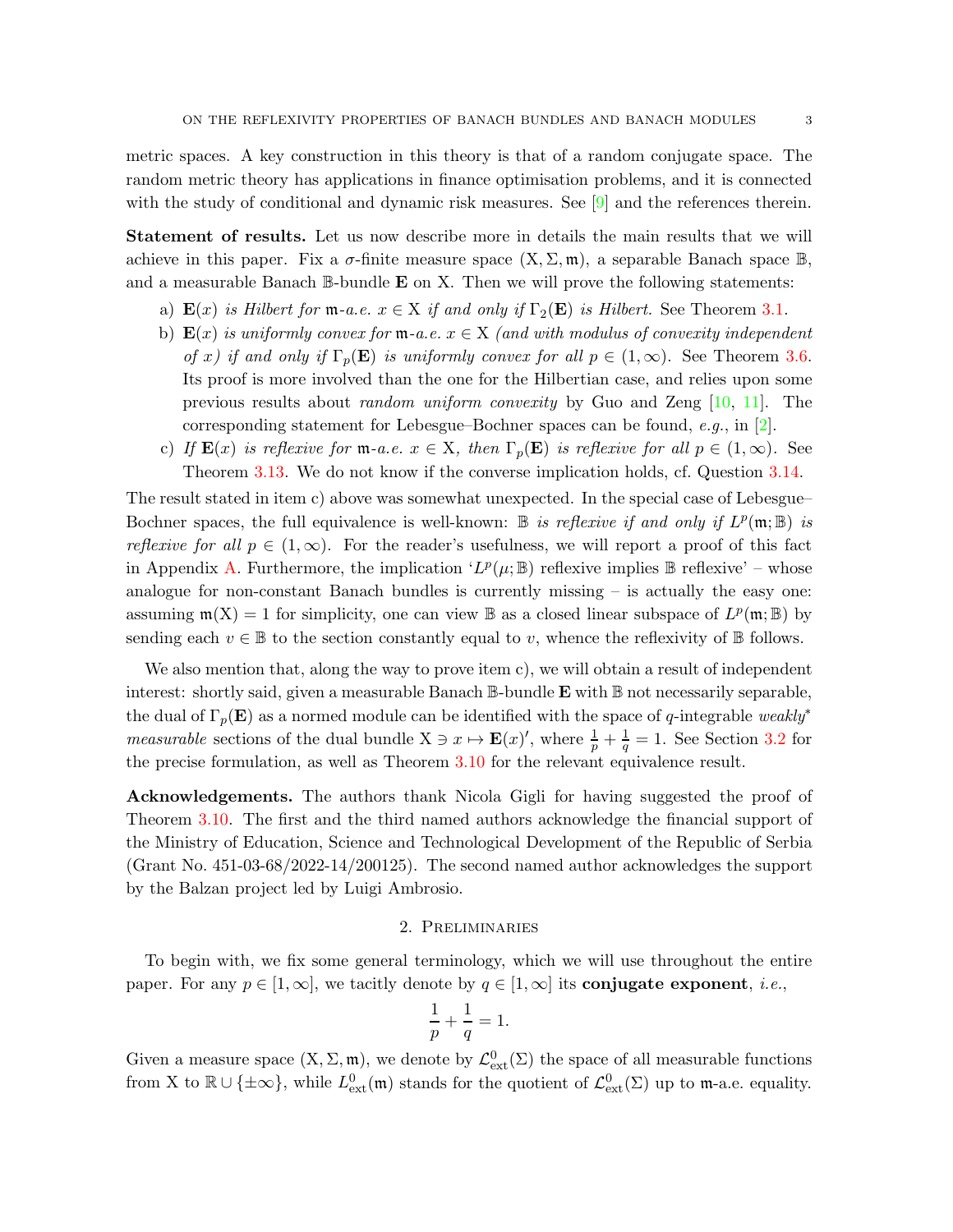metric spaces. A key construction in this theory is that of a random conjugate space. The random metric theory has applications in finance optimisation problems, and it is connected with the study of conditional and dynamic risk measures. See [9] and the references therein.

**Statement of results.** Let us now describe more in details the main results that we will achieve in this paper. Fix a $\sigma$-finite measure space $(\mathrm{X},\Sigma,\mathfrak{m})$, a separable Banach space $\mathbb{B}$, and a measurable Banach $\mathbb{B}$-bundle $\mathbf{E}$ on $\mathrm{X}$. Then we will prove the following statements:

a) *$\mathbf{E}(x)$ is Hilbert for $\mathfrak{m}$-a.e. $x\in\mathrm{X}$ if and only if $\Gamma_2(\mathbf{E})$ is Hilbert.* See Theorem 3.1.

b) *$\mathbf{E}(x)$ is uniformly convex for $\mathfrak{m}$-a.e. $x\in\mathrm{X}$ (and with modulus of convexity independent of $x$) if and only if $\Gamma_p(\mathbf{E})$ is uniformly convex for all $p\in(1,\infty)$.* See Theorem 3.6. Its proof is more involved than the one for the Hilbertian case, and relies upon some previous results about *random uniform convexity* by Guo and Zeng [10, 11]. The corresponding statement for Lebesgue–Bochner spaces can be found, *e.g.*, in [2].

c) *If $\mathbf{E}(x)$ is reflexive for $\mathfrak{m}$-a.e. $x\in\mathrm{X}$, then $\Gamma_p(\mathbf{E})$ is reflexive for all $p\in(1,\infty)$.* See Theorem 3.13. We do not know if the converse implication holds, cf. Question 3.14.

The result stated in item c) above was somewhat unexpected. In the special case of Lebesgue–Bochner spaces, the full equivalence is well-known: *$\mathbb{B}$ is reflexive if and only if $L^p(\mathfrak{m};\mathbb{B})$ is reflexive for all $p\in(1,\infty)$.* For the reader's usefulness, we will report a proof of this fact in Appendix A. Furthermore, the implication '$L^p(\mu;\mathbb{B})$ reflexive implies $\mathbb{B}$ reflexive' – whose analogue for non-constant Banach bundles is currently missing – is actually the easy one: assuming $\mathfrak{m}(\mathrm{X})=1$ for simplicity, one can view $\mathbb{B}$ as a closed linear subspace of $L^p(\mathfrak{m};\mathbb{B})$ by sending each $v\in\mathbb{B}$ to the section constantly equal to $v$, whence the reflexivity of $\mathbb{B}$ follows.

We also mention that, along the way to prove item c), we will obtain a result of independent interest: shortly said, given a measurable Banach $\mathbb{B}$-bundle $\mathbf{E}$ with $\mathbb{B}$ not necessarily separable, the dual of $\Gamma_p(\mathbf{E})$ as a normed module can be identified with the space of $q$-integrable *weakly$^*$ measurable* sections of the dual bundle $\mathrm{X}\ni x\mapsto\mathbf{E}(x)'$, where $\frac{1}{p}+\frac{1}{q}=1$. See Section 3.2 for the precise formulation, as well as Theorem 3.10 for the relevant equivalence result.

**Acknowledgements.** The authors thank Nicola Gigli for having suggested the proof of Theorem 3.10. The first and the third named authors acknowledge the financial support of the Ministry of Education, Science and Technological Development of the Republic of Serbia (Grant No. 451-03-68/2022-14/200125). The second named author acknowledges the support by the Balzan project led by Luigi Ambrosio.

## 2. Preliminaries

To begin with, we fix some general terminology, which we will use throughout the entire paper. For any $p\in[1,\infty]$, we tacitly denote by $q\in[1,\infty]$ its **conjugate exponent**, *i.e.*,

$$\frac{1}{p}+\frac{1}{q}=1.$$

Given a measure space $(\mathrm{X},\Sigma,\mathfrak{m})$, we denote by $\mathcal{L}^0_{\rm ext}(\Sigma)$ the space of all measurable functions from $\mathrm{X}$ to $\mathbb{R}\cup\{\pm\infty\}$, while $L^0_{\rm ext}(\mathfrak{m})$ stands for the quotient of $\mathcal{L}^0_{\rm ext}(\Sigma)$ up to $\mathfrak{m}$-a.e. equality.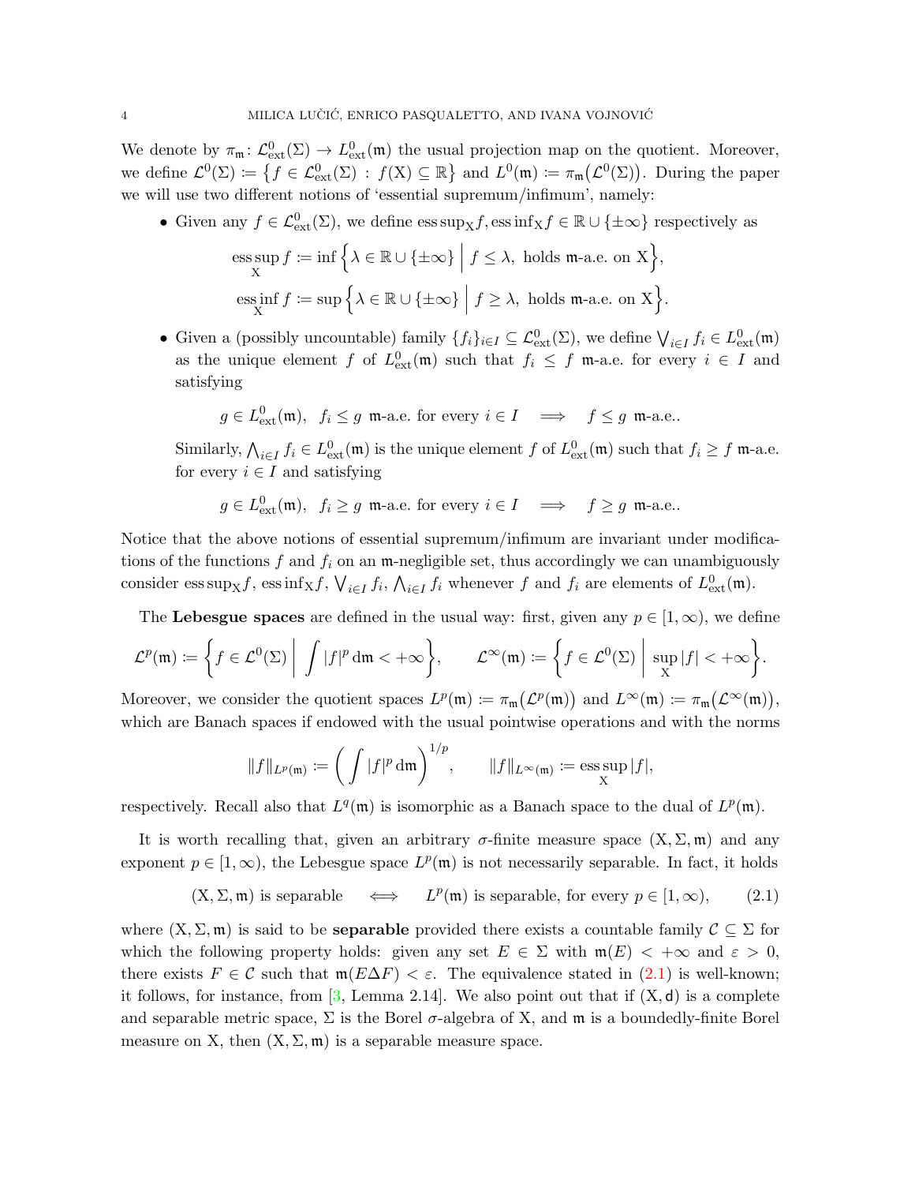We denote by $\pi_{\mathfrak{m}}\colon \mathcal{L}^0_{\rm ext}(\Sigma) \to L^0_{\rm ext}(\mathfrak{m})$ the usual projection map on the quotient. Moreover, we define $\mathcal{L}^0(\Sigma) \coloneqq \big\{ f \in \mathcal{L}^0_{\rm ext}(\Sigma) \,:\, f({\rm X}) \subseteq \mathbb{R} \big\}$ and $L^0(\mathfrak{m}) \coloneqq \pi_{\mathfrak{m}}\big(\mathcal{L}^0(\Sigma)\big)$. During the paper we will use two different notions of 'essential supremum/infimum', namely:

- Given any $f \in \mathcal{L}^0_{\rm ext}(\Sigma)$, we define ${\rm ess\,sup}_{\rm X} f, {\rm ess\,inf}_{\rm X} f \in \mathbb{R} \cup \{\pm\infty\}$ respectively as

$$
\begin{aligned}
\operatorname*{ess\,sup}_{\rm X} f &\coloneqq \inf \Big\{ \lambda \in \mathbb{R} \cup \{\pm\infty\} \;\Big|\; f \leq \lambda, \text{ holds } \mathfrak{m}\text{-a.e. on } {\rm X} \Big\}, \\
\operatorname*{ess\,inf}_{\rm X} f &\coloneqq \sup \Big\{ \lambda \in \mathbb{R} \cup \{\pm\infty\} \;\Big|\; f \geq \lambda, \text{ holds } \mathfrak{m}\text{-a.e. on } {\rm X} \Big\}.
\end{aligned}
$$

- Given a (possibly uncountable) family $\{f_i\}_{i \in I} \subseteq \mathcal{L}^0_{\rm ext}(\Sigma)$, we define $\bigvee_{i \in I} f_i \in L^0_{\rm ext}(\mathfrak{m})$ as the unique element $f$ of $L^0_{\rm ext}(\mathfrak{m})$ such that $f_i \leq f$ $\mathfrak{m}$-a.e. for every $i \in I$ and satisfying

$$
g \in L^0_{\rm ext}(\mathfrak{m}), \quad f_i \leq g \ \ \mathfrak{m}\text{-a.e. for every } i \in I \quad \Longrightarrow \quad f \leq g \ \ \mathfrak{m}\text{-a.e..}
$$

  Similarly, $\bigwedge_{i \in I} f_i \in L^0_{\rm ext}(\mathfrak{m})$ is the unique element $f$ of $L^0_{\rm ext}(\mathfrak{m})$ such that $f_i \geq f$ $\mathfrak{m}$-a.e. for every $i \in I$ and satisfying

$$
g \in L^0_{\rm ext}(\mathfrak{m}), \quad f_i \geq g \ \ \mathfrak{m}\text{-a.e. for every } i \in I \quad \Longrightarrow \quad f \geq g \ \ \mathfrak{m}\text{-a.e..}
$$

Notice that the above notions of essential supremum/infimum are invariant under modifications of the functions $f$ and $f_i$ on an $\mathfrak{m}$-negligible set, thus accordingly we can unambiguously consider ${\rm ess\,sup}_{\rm X} f$, ${\rm ess\,inf}_{\rm X} f$, $\bigvee_{i \in I} f_i$, $\bigwedge_{i \in I} f_i$ whenever $f$ and $f_i$ are elements of $L^0_{\rm ext}(\mathfrak{m})$.

The **Lebesgue spaces** are defined in the usual way: first, given any $p \in [1, \infty)$, we define

$$
\mathcal{L}^p(\mathfrak{m}) \coloneqq \bigg\{ f \in \mathcal{L}^0(\Sigma) \;\bigg|\; \int |f|^p \, {\rm d}\mathfrak{m} < +\infty \bigg\}, \qquad \mathcal{L}^\infty(\mathfrak{m}) \coloneqq \bigg\{ f \in \mathcal{L}^0(\Sigma) \;\bigg|\; \sup_{\rm X} |f| < +\infty \bigg\}.
$$

Moreover, we consider the quotient spaces $L^p(\mathfrak{m}) \coloneqq \pi_{\mathfrak{m}}\big(\mathcal{L}^p(\mathfrak{m})\big)$ and $L^\infty(\mathfrak{m}) \coloneqq \pi_{\mathfrak{m}}\big(\mathcal{L}^\infty(\mathfrak{m})\big)$, which are Banach spaces if endowed with the usual pointwise operations and with the norms

$$
\|f\|_{L^p(\mathfrak{m})} \coloneqq \bigg( \int |f|^p \, {\rm d}\mathfrak{m} \bigg)^{1/p}, \qquad \|f\|_{L^\infty(\mathfrak{m})} \coloneqq \operatorname*{ess\,sup}_{\rm X} |f|,
$$

respectively. Recall also that $L^q(\mathfrak{m})$ is isomorphic as a Banach space to the dual of $L^p(\mathfrak{m})$.

It is worth recalling that, given an arbitrary $\sigma$-finite measure space $({\rm X}, \Sigma, \mathfrak{m})$ and any exponent $p \in [1, \infty)$, the Lebesgue space $L^p(\mathfrak{m})$ is not necessarily separable. In fact, it holds

$$
({\rm X}, \Sigma, \mathfrak{m}) \text{ is separable} \quad \Longleftrightarrow \quad L^p(\mathfrak{m}) \text{ is separable, for every } p \in [1, \infty), \tag{2.1}
$$

where $({\rm X}, \Sigma, \mathfrak{m})$ is said to be **separable** provided there exists a countable family $\mathcal{C} \subseteq \Sigma$ for which the following property holds: given any set $E \in \Sigma$ with $\mathfrak{m}(E) < +\infty$ and $\varepsilon > 0$, there exists $F \in \mathcal{C}$ such that $\mathfrak{m}(E \Delta F) < \varepsilon$. The equivalence stated in (2.1) is well-known; it follows, for instance, from [3, Lemma 2.14]. We also point out that if $({\rm X}, {\sf d})$ is a complete and separable metric space, $\Sigma$ is the Borel $\sigma$-algebra of ${\rm X}$, and $\mathfrak{m}$ is a boundedly-finite Borel measure on ${\rm X}$, then $({\rm X}, \Sigma, \mathfrak{m})$ is a separable measure space.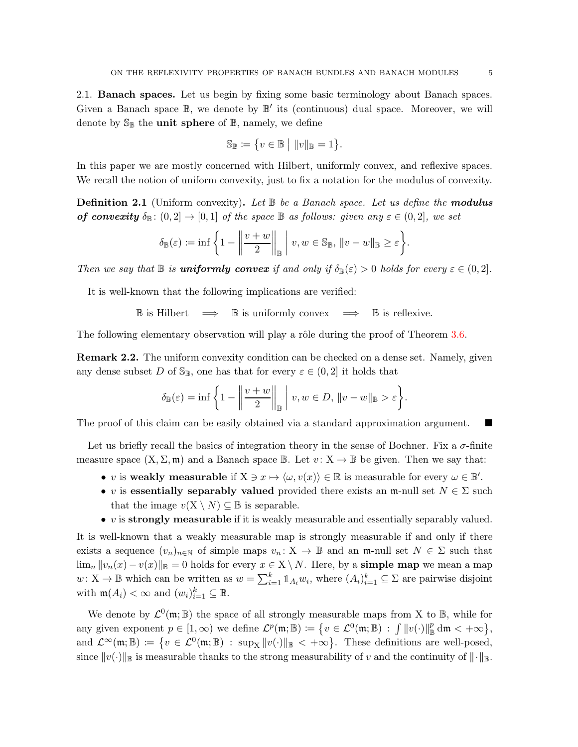## 2.1. Banach spaces.

Let us begin by fixing some basic terminology about Banach spaces. Given a Banach space $\mathbb{B}$, we denote by $\mathbb{B}'$ its (continuous) dual space. Moreover, we will denote by $\mathbb{S}_{\mathbb{B}}$ the **unit sphere** of $\mathbb{B}$, namely, we define

$$\mathbb{S}_{\mathbb{B}} := \big\{ v \in \mathbb{B} \bigm| \|v\|_{\mathbb{B}} = 1 \big\}.$$

In this paper we are mostly concerned with Hilbert, uniformly convex, and reflexive spaces. We recall the notion of uniform convexity, just to fix a notation for the modulus of convexity.

**Definition 2.1** (Uniform convexity)**.** *Let $\mathbb{B}$ be a Banach space. Let us define the* ***modulus of convexity*** *$\delta_{\mathbb{B}} : (0,2] \to [0,1]$ of the space $\mathbb{B}$ as follows: given any $\varepsilon \in (0,2]$, we set*

$$\delta_{\mathbb{B}}(\varepsilon) := \inf \left\{ 1 - \left\| \frac{v+w}{2} \right\|_{\mathbb{B}} \;\middle|\; v, w \in \mathbb{S}_{\mathbb{B}},\ \|v-w\|_{\mathbb{B}} \geq \varepsilon \right\}.$$

*Then we say that $\mathbb{B}$ is* ***uniformly convex*** *if and only if $\delta_{\mathbb{B}}(\varepsilon) > 0$ holds for every $\varepsilon \in (0,2]$.*

It is well-known that the following implications are verified:

$$\mathbb{B} \text{ is Hilbert} \quad \Longrightarrow \quad \mathbb{B} \text{ is uniformly convex} \quad \Longrightarrow \quad \mathbb{B} \text{ is reflexive.}$$

The following elementary observation will play a rôle during the proof of Theorem 3.6.

**Remark 2.2.** The uniform convexity condition can be checked on a dense set. Namely, given any dense subset $D$ of $\mathbb{S}_{\mathbb{B}}$, one has that for every $\varepsilon \in (0,2]$ it holds that

$$\delta_{\mathbb{B}}(\varepsilon) = \inf \left\{ 1 - \left\| \frac{v+w}{2} \right\|_{\mathbb{B}} \;\middle|\; v, w \in D,\ \|v-w\|_{\mathbb{B}} > \varepsilon \right\}.$$

The proof of this claim can be easily obtained via a standard approximation argument. ■

Let us briefly recall the basics of integration theory in the sense of Bochner. Fix a $\sigma$-finite measure space $(\mathrm{X}, \Sigma, \mathfrak{m})$ and a Banach space $\mathbb{B}$. Let $v : \mathrm{X} \to \mathbb{B}$ be given. Then we say that:

- $v$ is **weakly measurable** if $\mathrm{X} \ni x \mapsto \langle \omega, v(x) \rangle \in \mathbb{R}$ is measurable for every $\omega \in \mathbb{B}'$.
- $v$ is **essentially separably valued** provided there exists an $\mathfrak{m}$-null set $N \in \Sigma$ such that the image $v(\mathrm{X} \setminus N) \subseteq \mathbb{B}$ is separable.
- $v$ is **strongly measurable** if it is weakly measurable and essentially separably valued.

It is well-known that a weakly measurable map is strongly measurable if and only if there exists a sequence $(v_n)_{n\in\mathbb{N}}$ of simple maps $v_n : \mathrm{X} \to \mathbb{B}$ and an $\mathfrak{m}$-null set $N \in \Sigma$ such that $\lim_n \|v_n(x) - v(x)\|_{\mathbb{B}} = 0$ holds for every $x \in \mathrm{X} \setminus N$. Here, by a **simple map** we mean a map $w : \mathrm{X} \to \mathbb{B}$ which can be written as $w = \sum_{i=1}^k \mathbb{1}_{A_i} w_i$, where $(A_i)_{i=1}^k \subseteq \Sigma$ are pairwise disjoint with $\mathfrak{m}(A_i) < \infty$ and $(w_i)_{i=1}^k \subseteq \mathbb{B}$.

We denote by $\mathcal{L}^0(\mathfrak{m}; \mathbb{B})$ the space of all strongly measurable maps from $\mathrm{X}$ to $\mathbb{B}$, while for any given exponent $p \in [1,\infty)$ we define $\mathcal{L}^p(\mathfrak{m}; \mathbb{B}) := \big\{ v \in \mathcal{L}^0(\mathfrak{m}; \mathbb{B}) : \int \|v(\cdot)\|_{\mathbb{B}}^p \, \mathrm{d}\mathfrak{m} < +\infty \big\}$, and $\mathcal{L}^\infty(\mathfrak{m}; \mathbb{B}) := \big\{ v \in \mathcal{L}^0(\mathfrak{m}; \mathbb{B}) : \sup_{\mathrm{X}} \|v(\cdot)\|_{\mathbb{B}} < +\infty \big\}$. These definitions are well-posed, since $\|v(\cdot)\|_{\mathbb{B}}$ is measurable thanks to the strong measurability of $v$ and the continuity of $\|\cdot\|_{\mathbb{B}}$.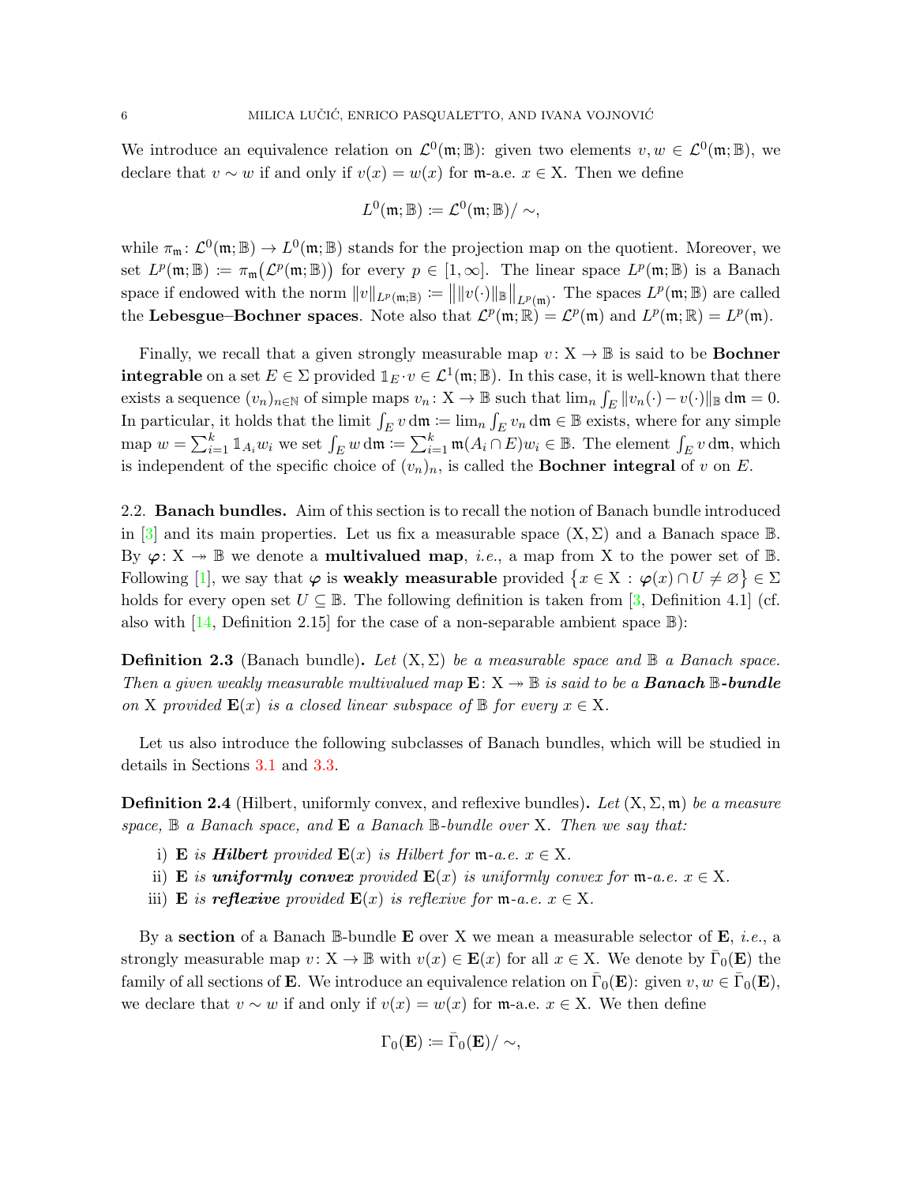We introduce an equivalence relation on $\mathcal{L}^0(\mathfrak{m};\mathbb{B})$: given two elements $v,w\in\mathcal{L}^0(\mathfrak{m};\mathbb{B})$, we declare that $v\sim w$ if and only if $v(x)=w(x)$ for $\mathfrak{m}$-a.e. $x\in\mathrm{X}$. Then we define

$$L^0(\mathfrak{m};\mathbb{B})\coloneqq\mathcal{L}^0(\mathfrak{m};\mathbb{B})/\sim,$$

while $\pi_{\mathfrak{m}}\colon\mathcal{L}^0(\mathfrak{m};\mathbb{B})\to L^0(\mathfrak{m};\mathbb{B})$ stands for the projection map on the quotient. Moreover, we set $L^p(\mathfrak{m};\mathbb{B})\coloneqq\pi_{\mathfrak{m}}\big(\mathcal{L}^p(\mathfrak{m};\mathbb{B})\big)$ for every $p\in[1,\infty]$. The linear space $L^p(\mathfrak{m};\mathbb{B})$ is a Banach space if endowed with the norm $\|v\|_{L^p(\mathfrak{m};\mathbb{B})}\coloneqq\big\|\|v(\cdot)\|_{\mathbb{B}}\big\|_{L^p(\mathfrak{m})}$. The spaces $L^p(\mathfrak{m};\mathbb{B})$ are called the **Lebesgue–Bochner spaces**. Note also that $\mathcal{L}^p(\mathfrak{m};\mathbb{R})=\mathcal{L}^p(\mathfrak{m})$ and $L^p(\mathfrak{m};\mathbb{R})=L^p(\mathfrak{m})$.

Finally, we recall that a given strongly measurable map $v\colon\mathrm{X}\to\mathbb{B}$ is said to be **Bochner integrable** on a set $E\in\Sigma$ provided $\mathbb{1}_E\cdot v\in\mathcal{L}^1(\mathfrak{m};\mathbb{B})$. In this case, it is well-known that there exists a sequence $(v_n)_{n\in\mathbb{N}}$ of simple maps $v_n\colon\mathrm{X}\to\mathbb{B}$ such that $\lim_n\int_E\|v_n(\cdot)-v(\cdot)\|_{\mathbb{B}}\,\mathrm{d}\mathfrak{m}=0$. In particular, it holds that the limit $\int_E v\,\mathrm{d}\mathfrak{m}\coloneqq\lim_n\int_E v_n\,\mathrm{d}\mathfrak{m}\in\mathbb{B}$ exists, where for any simple map $w=\sum_{i=1}^k\mathbb{1}_{A_i}w_i$ we set $\int_E w\,\mathrm{d}\mathfrak{m}\coloneqq\sum_{i=1}^k\mathfrak{m}(A_i\cap E)w_i\in\mathbb{B}$. The element $\int_E v\,\mathrm{d}\mathfrak{m}$, which is independent of the specific choice of $(v_n)_n$, is called the **Bochner integral** of $v$ on $E$.

## 2.2. Banach bundles.

Aim of this section is to recall the notion of Banach bundle introduced in [3] and its main properties. Let us fix a measurable space $(\mathrm{X},\Sigma)$ and a Banach space $\mathbb{B}$. By $\boldsymbol{\varphi}\colon\mathrm{X}\twoheadrightarrow\mathbb{B}$ we denote a **multivalued map**, *i.e.*, a map from $\mathrm{X}$ to the power set of $\mathbb{B}$. Following [1], we say that $\boldsymbol{\varphi}$ is **weakly measurable** provided $\big\{x\in\mathrm{X}\,:\,\boldsymbol{\varphi}(x)\cap U\neq\varnothing\big\}\in\Sigma$ holds for every open set $U\subseteq\mathbb{B}$. The following definition is taken from [3, Definition 4.1] (cf. also with [14, Definition 2.15] for the case of a non-separable ambient space $\mathbb{B}$):

**Definition 2.3** (Banach bundle)**.** *Let $(\mathrm{X},\Sigma)$ be a measurable space and $\mathbb{B}$ a Banach space. Then a given weakly measurable multivalued map $\mathbf{E}\colon\mathrm{X}\twoheadrightarrow\mathbb{B}$ is said to be a **Banach $\mathbb{B}$-bundle** on $\mathrm{X}$ provided $\mathbf{E}(x)$ is a closed linear subspace of $\mathbb{B}$ for every $x\in\mathrm{X}$.*

Let us also introduce the following subclasses of Banach bundles, which will be studied in details in Sections 3.1 and 3.3.

**Definition 2.4** (Hilbert, uniformly convex, and reflexive bundles)**.** *Let $(\mathrm{X},\Sigma,\mathfrak{m})$ be a measure space, $\mathbb{B}$ a Banach space, and $\mathbf{E}$ a Banach $\mathbb{B}$-bundle over $\mathrm{X}$. Then we say that:*

i) *$\mathbf{E}$ is **Hilbert** provided $\mathbf{E}(x)$ is Hilbert for $\mathfrak{m}$-a.e. $x\in\mathrm{X}$.*
ii) *$\mathbf{E}$ is **uniformly convex** provided $\mathbf{E}(x)$ is uniformly convex for $\mathfrak{m}$-a.e. $x\in\mathrm{X}$.*
iii) *$\mathbf{E}$ is **reflexive** provided $\mathbf{E}(x)$ is reflexive for $\mathfrak{m}$-a.e. $x\in\mathrm{X}$.*

By a **section** of a Banach $\mathbb{B}$-bundle $\mathbf{E}$ over $\mathrm{X}$ we mean a measurable selector of $\mathbf{E}$, *i.e.*, a strongly measurable map $v\colon\mathrm{X}\to\mathbb{B}$ with $v(x)\in\mathbf{E}(x)$ for all $x\in\mathrm{X}$. We denote by $\bar\Gamma_0(\mathbf{E})$ the family of all sections of $\mathbf{E}$. We introduce an equivalence relation on $\bar\Gamma_0(\mathbf{E})$: given $v,w\in\bar\Gamma_0(\mathbf{E})$, we declare that $v\sim w$ if and only if $v(x)=w(x)$ for $\mathfrak{m}$-a.e. $x\in\mathrm{X}$. We then define

$$\Gamma_0(\mathbf{E})\coloneqq\bar\Gamma_0(\mathbf{E})/\sim,$$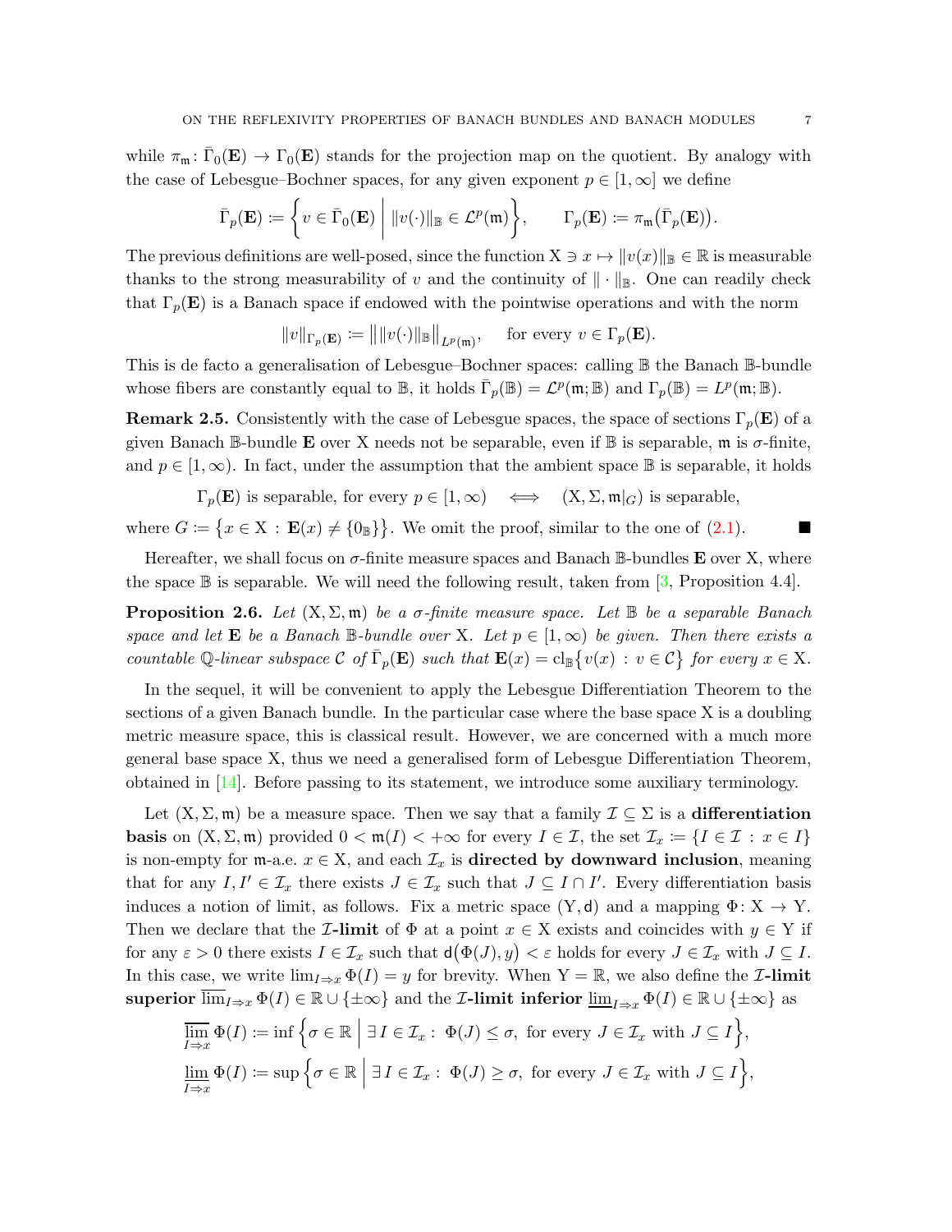while $\pi_{\mathfrak{m}}\colon \bar{\Gamma}_0(\mathbf{E}) \to \Gamma_0(\mathbf{E})$ stands for the projection map on the quotient. By analogy with the case of Lebesgue–Bochner spaces, for any given exponent $p \in [1,\infty]$ we define

$$
\bar{\Gamma}_p(\mathbf{E}) := \left\{ v \in \bar{\Gamma}_0(\mathbf{E}) \;\middle|\; \|v(\cdot)\|_{\mathbb{B}} \in \mathcal{L}^p(\mathfrak{m}) \right\}, \qquad \Gamma_p(\mathbf{E}) := \pi_{\mathfrak{m}}\big(\bar{\Gamma}_p(\mathbf{E})\big).
$$

The previous definitions are well-posed, since the function $\mathrm{X} \ni x \mapsto \|v(x)\|_{\mathbb{B}} \in \mathbb{R}$ is measurable thanks to the strong measurability of $v$ and the continuity of $\|\cdot\|_{\mathbb{B}}$. One can readily check that $\Gamma_p(\mathbf{E})$ is a Banach space if endowed with the pointwise operations and with the norm

$$
\|v\|_{\Gamma_p(\mathbf{E})} := \big\| \|v(\cdot)\|_{\mathbb{B}} \big\|_{L^p(\mathfrak{m})}, \qquad \text{for every } v \in \Gamma_p(\mathbf{E}).
$$

This is de facto a generalisation of Lebesgue–Bochner spaces: calling $\mathbb{B}$ the Banach $\mathbb{B}$-bundle whose fibers are constantly equal to $\mathbb{B}$, it holds $\bar{\Gamma}_p(\mathbb{B}) = \mathcal{L}^p(\mathfrak{m};\mathbb{B})$ and $\Gamma_p(\mathbb{B}) = L^p(\mathfrak{m};\mathbb{B})$.

**Remark 2.5.** Consistently with the case of Lebesgue spaces, the space of sections $\Gamma_p(\mathbf{E})$ of a given Banach $\mathbb{B}$-bundle $\mathbf{E}$ over X needs not be separable, even if $\mathbb{B}$ is separable, $\mathfrak{m}$ is $\sigma$-finite, and $p \in [1,\infty)$. In fact, under the assumption that the ambient space $\mathbb{B}$ is separable, it holds

$$
\Gamma_p(\mathbf{E}) \text{ is separable, for every } p \in [1,\infty) \quad \Longleftrightarrow \quad (\mathrm{X},\Sigma,\mathfrak{m}|_G) \text{ is separable,}
$$

where $G := \big\{ x \in \mathrm{X} \,:\, \mathbf{E}(x) \neq \{0_{\mathbb{B}}\} \big\}$. We omit the proof, similar to the one of (2.1). ■

Hereafter, we shall focus on $\sigma$-finite measure spaces and Banach $\mathbb{B}$-bundles $\mathbf{E}$ over X, where the space $\mathbb{B}$ is separable. We will need the following result, taken from [3, Proposition 4.4].

**Proposition 2.6.** *Let $(\mathrm{X},\Sigma,\mathfrak{m})$ be a $\sigma$-finite measure space. Let $\mathbb{B}$ be a separable Banach space and let $\mathbf{E}$ be a Banach $\mathbb{B}$-bundle over* X*. Let $p \in [1,\infty)$ be given. Then there exists a countable $\mathbb{Q}$-linear subspace $\mathcal{C}$ of $\bar{\Gamma}_p(\mathbf{E})$ such that $\mathbf{E}(x) = \mathrm{cl}_{\mathbb{B}}\big\{ v(x) \,:\, v \in \mathcal{C} \big\}$ for every $x \in \mathrm{X}$.*

In the sequel, it will be convenient to apply the Lebesgue Differentiation Theorem to the sections of a given Banach bundle. In the particular case where the base space X is a doubling metric measure space, this is classical result. However, we are concerned with a much more general base space X, thus we need a generalised form of Lebesgue Differentiation Theorem, obtained in [14]. Before passing to its statement, we introduce some auxiliary terminology.

Let $(\mathrm{X},\Sigma,\mathfrak{m})$ be a measure space. Then we say that a family $\mathcal{I} \subseteq \Sigma$ is a **differentiation basis** on $(\mathrm{X},\Sigma,\mathfrak{m})$ provided $0 < \mathfrak{m}(I) < +\infty$ for every $I \in \mathcal{I}$, the set $\mathcal{I}_x := \{ I \in \mathcal{I} \,:\, x \in I \}$ is non-empty for $\mathfrak{m}$-a.e. $x \in \mathrm{X}$, and each $\mathcal{I}_x$ is **directed by downward inclusion**, meaning that for any $I, I' \in \mathcal{I}_x$ there exists $J \in \mathcal{I}_x$ such that $J \subseteq I \cap I'$. Every differentiation basis induces a notion of limit, as follows. Fix a metric space $(\mathrm{Y},\mathsf{d})$ and a mapping $\Phi\colon \mathrm{X} \to \mathrm{Y}$. Then we declare that the **$\mathcal{I}$-limit** of $\Phi$ at a point $x \in \mathrm{X}$ exists and coincides with $y \in \mathrm{Y}$ if for any $\varepsilon > 0$ there exists $I \in \mathcal{I}_x$ such that $\mathsf{d}\big(\Phi(J), y\big) < \varepsilon$ holds for every $J \in \mathcal{I}_x$ with $J \subseteq I$. In this case, we write $\lim_{I \Rightarrow x} \Phi(I) = y$ for brevity. When $\mathrm{Y} = \mathbb{R}$, we also define the **$\mathcal{I}$-limit superior** $\overline{\lim}_{I \Rightarrow x} \Phi(I) \in \mathbb{R} \cup \{\pm\infty\}$ and the **$\mathcal{I}$-limit inferior** $\underline{\lim}_{I \Rightarrow x} \Phi(I) \in \mathbb{R} \cup \{\pm\infty\}$ as

$$
\overline{\lim_{I \Rightarrow x}}\, \Phi(I) := \inf\left\{ \sigma \in \mathbb{R} \;\middle|\; \exists\, I \in \mathcal{I}_x :\; \Phi(J) \le \sigma, \text{ for every } J \in \mathcal{I}_x \text{ with } J \subseteq I \right\},
$$

$$
\underline{\lim_{I \Rightarrow x}}\, \Phi(I) := \sup\left\{ \sigma \in \mathbb{R} \;\middle|\; \exists\, I \in \mathcal{I}_x :\; \Phi(J) \ge \sigma, \text{ for every } J \in \mathcal{I}_x \text{ with } J \subseteq I \right\},
$$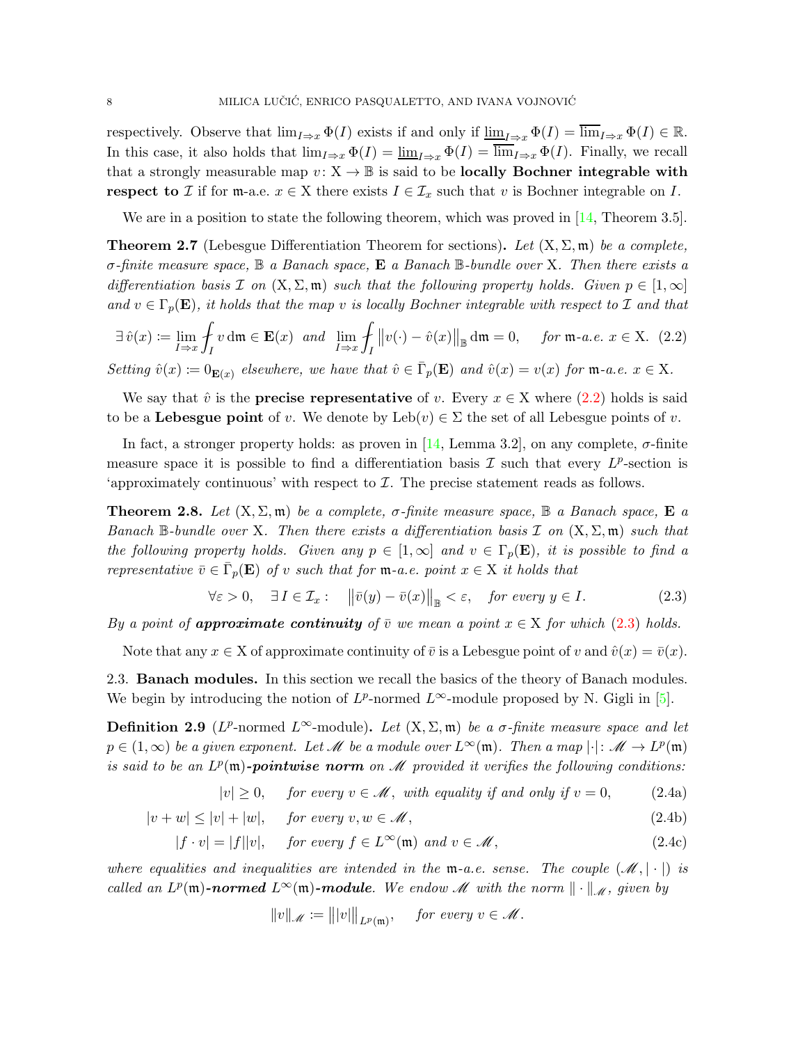respectively. Observe that $\lim_{I\Rightarrow x}\Phi(I)$ exists if and only if $\underline{\lim}_{I\Rightarrow x}\Phi(I)=\overline{\lim}_{I\Rightarrow x}\Phi(I)\in\mathbb{R}$. In this case, it also holds that $\lim_{I\Rightarrow x}\Phi(I)=\underline{\lim}_{I\Rightarrow x}\Phi(I)=\overline{\lim}_{I\Rightarrow x}\Phi(I)$. Finally, we recall that a strongly measurable map $v\colon \mathrm{X}\to\mathbb{B}$ is said to be **locally Bochner integrable with respect to** $\mathcal{I}$ if for $\mathfrak{m}$-a.e. $x\in\mathrm{X}$ there exists $I\in\mathcal{I}_x$ such that $v$ is Bochner integrable on $I$.

We are in a position to state the following theorem, which was proved in [14, Theorem 3.5].

**Theorem 2.7** (Lebesgue Differentiation Theorem for sections)**.** *Let $(\mathrm{X},\Sigma,\mathfrak{m})$ be a complete, $\sigma$-finite measure space, $\mathbb{B}$ a Banach space, $\mathbf{E}$ a Banach $\mathbb{B}$-bundle over $\mathrm{X}$. Then there exists a differentiation basis $\mathcal{I}$ on $(\mathrm{X},\Sigma,\mathfrak{m})$ such that the following property holds. Given $p\in[1,\infty]$ and $v\in\Gamma_p(\mathbf{E})$, it holds that the map $v$ is locally Bochner integrable with respect to $\mathcal{I}$ and that*

$$\exists\,\hat v(x):=\lim_{I\Rightarrow x}\fint_I v\,\mathrm{d}\mathfrak{m}\in\mathbf{E}(x)\quad\text{and}\quad\lim_{I\Rightarrow x}\fint_I\big\|v(\cdot)-\hat v(x)\big\|_{\mathbb{B}}\,\mathrm{d}\mathfrak{m}=0,\qquad\text{for }\mathfrak{m}\text{-a.e. }x\in\mathrm{X}.\tag{2.2}$$

*Setting $\hat v(x):=0_{\mathbf{E}(x)}$ elsewhere, we have that $\hat v\in\bar\Gamma_p(\mathbf{E})$ and $\hat v(x)=v(x)$ for $\mathfrak{m}$-a.e. $x\in\mathrm{X}$.*

We say that $\hat v$ is the **precise representative** of $v$. Every $x\in\mathrm{X}$ where (2.2) holds is said to be a **Lebesgue point** of $v$. We denote by $\mathrm{Leb}(v)\in\Sigma$ the set of all Lebesgue points of $v$.

In fact, a stronger property holds: as proven in [14, Lemma 3.2], on any complete, $\sigma$-finite measure space it is possible to find a differentiation basis $\mathcal{I}$ such that every $L^p$-section is 'approximately continuous' with respect to $\mathcal{I}$. The precise statement reads as follows.

**Theorem 2.8.** *Let $(\mathrm{X},\Sigma,\mathfrak{m})$ be a complete, $\sigma$-finite measure space, $\mathbb{B}$ a Banach space, $\mathbf{E}$ a Banach $\mathbb{B}$-bundle over $\mathrm{X}$. Then there exists a differentiation basis $\mathcal{I}$ on $(\mathrm{X},\Sigma,\mathfrak{m})$ such that the following property holds. Given any $p\in[1,\infty]$ and $v\in\Gamma_p(\mathbf{E})$, it is possible to find a representative $\bar v\in\bar\Gamma_p(\mathbf{E})$ of $v$ such that for $\mathfrak{m}$-a.e. point $x\in\mathrm{X}$ it holds that*

$$\forall\varepsilon>0,\quad\exists\,I\in\mathcal{I}_x:\quad\big\|\bar v(y)-\bar v(x)\big\|_{\mathbb{B}}<\varepsilon,\quad\text{for every }y\in I.\tag{2.3}$$

*By a point of **approximate continuity** of $\bar v$ we mean a point $x\in\mathrm{X}$ for which (2.3) holds.*

Note that any $x\in\mathrm{X}$ of approximate continuity of $\bar v$ is a Lebesgue point of $v$ and $\hat v(x)=\bar v(x)$.

## 2.3. Banach modules.

In this section we recall the basics of the theory of Banach modules. We begin by introducing the notion of $L^p$-normed $L^\infty$-module proposed by N. Gigli in [5].

**Definition 2.9** ($L^p$-normed $L^\infty$-module)**.** *Let $(\mathrm{X},\Sigma,\mathfrak{m})$ be a $\sigma$-finite measure space and let $p\in(1,\infty)$ be a given exponent. Let $\mathscr{M}$ be a module over $L^\infty(\mathfrak{m})$. Then a map $|\cdot|\colon\mathscr{M}\to L^p(\mathfrak{m})$ is said to be an $L^p(\mathfrak{m})$-**pointwise norm** on $\mathscr{M}$ provided it verifies the following conditions:*

$$|v|\geq 0,\quad\text{for every }v\in\mathscr{M},\text{ with equality if and only if }v=0,\tag{2.4a}$$

$$|v+w|\leq|v|+|w|,\quad\text{for every }v,w\in\mathscr{M},\tag{2.4b}$$

$$|f\cdot v|=|f||v|,\quad\text{for every }f\in L^\infty(\mathfrak{m})\text{ and }v\in\mathscr{M},\tag{2.4c}$$

*where equalities and inequalities are intended in the $\mathfrak{m}$-a.e. sense. The couple $(\mathscr{M},|\cdot|)$ is called an $L^p(\mathfrak{m})$-**normed** $L^\infty(\mathfrak{m})$-**module**. We endow $\mathscr{M}$ with the norm $\|\cdot\|_{\mathscr{M}}$, given by*

$$\|v\|_{\mathscr{M}}:=\big\||v|\big\|_{L^p(\mathfrak{m})},\qquad\text{for every }v\in\mathscr{M}.$$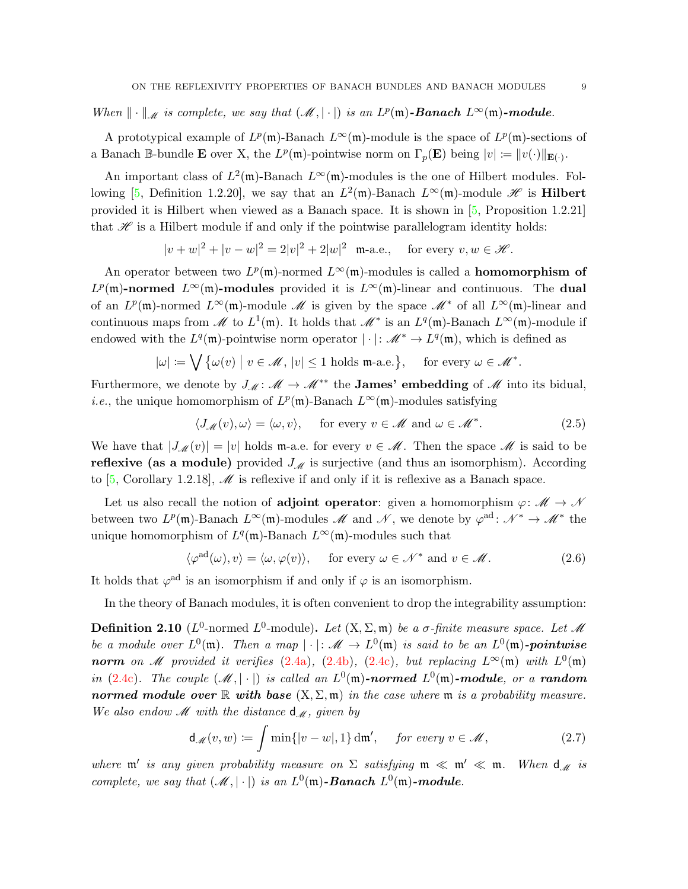*When $\|\cdot\|_{\mathscr{M}}$ is complete, we say that $(\mathscr{M},|\cdot|)$ is an $L^p(\mathfrak{m})$-**Banach** $L^\infty(\mathfrak{m})$-**module**.*

A prototypical example of $L^p(\mathfrak{m})$-Banach $L^\infty(\mathfrak{m})$-module is the space of $L^p(\mathfrak{m})$-sections of a Banach $\mathbb{B}$-bundle $\mathbf{E}$ over X, the $L^p(\mathfrak{m})$-pointwise norm on $\Gamma_p(\mathbf{E})$ being $|v| := \|v(\cdot)\|_{\mathbf{E}(\cdot)}$.

An important class of $L^2(\mathfrak{m})$-Banach $L^\infty(\mathfrak{m})$-modules is the one of Hilbert modules. Following [5, Definition 1.2.20], we say that an $L^2(\mathfrak{m})$-Banach $L^\infty(\mathfrak{m})$-module $\mathscr{H}$ is **Hilbert** provided it is Hilbert when viewed as a Banach space. It is shown in [5, Proposition 1.2.21] that $\mathscr{H}$ is a Hilbert module if and only if the pointwise parallelogram identity holds:

$$|v+w|^2 + |v-w|^2 = 2|v|^2 + 2|w|^2 \quad \mathfrak{m}\text{-a.e.}, \quad \text{ for every } v,w \in \mathscr{H}.$$

An operator between two $L^p(\mathfrak{m})$-normed $L^\infty(\mathfrak{m})$-modules is called a **homomorphism of** $L^p(\mathfrak{m})$**-normed** $L^\infty(\mathfrak{m})$**-modules** provided it is $L^\infty(\mathfrak{m})$-linear and continuous. The **dual** of an $L^p(\mathfrak{m})$-normed $L^\infty(\mathfrak{m})$-module $\mathscr{M}$ is given by the space $\mathscr{M}^*$ of all $L^\infty(\mathfrak{m})$-linear and continuous maps from $\mathscr{M}$ to $L^1(\mathfrak{m})$. It holds that $\mathscr{M}^*$ is an $L^q(\mathfrak{m})$-Banach $L^\infty(\mathfrak{m})$-module if endowed with the $L^q(\mathfrak{m})$-pointwise norm operator $|\cdot|: \mathscr{M}^* \to L^q(\mathfrak{m})$, which is defined as

$$|\omega| := \bigvee \big\{ \omega(v) \;\big|\; v \in \mathscr{M},\, |v| \le 1 \text{ holds } \mathfrak{m}\text{-a.e.} \big\}, \quad \text{ for every } \omega \in \mathscr{M}^*.$$

Furthermore, we denote by $J_{\mathscr{M}} : \mathscr{M} \to \mathscr{M}^{**}$ the **James' embedding** of $\mathscr{M}$ into its bidual, *i.e.*, the unique homomorphism of $L^p(\mathfrak{m})$-Banach $L^\infty(\mathfrak{m})$-modules satisfying

$$\langle J_{\mathscr{M}}(v), \omega \rangle = \langle \omega, v \rangle, \quad \text{ for every } v \in \mathscr{M} \text{ and } \omega \in \mathscr{M}^*. \tag{2.5}$$

We have that $|J_{\mathscr{M}}(v)| = |v|$ holds $\mathfrak{m}$-a.e. for every $v \in \mathscr{M}$. Then the space $\mathscr{M}$ is said to be **reflexive (as a module)** provided $J_{\mathscr{M}}$ is surjective (and thus an isomorphism). According to [5, Corollary 1.2.18], $\mathscr{M}$ is reflexive if and only if it is reflexive as a Banach space.

Let us also recall the notion of **adjoint operator**: given a homomorphism $\varphi: \mathscr{M} \to \mathscr{N}$ between two $L^p(\mathfrak{m})$-Banach $L^\infty(\mathfrak{m})$-modules $\mathscr{M}$ and $\mathscr{N}$, we denote by $\varphi^{\mathrm{ad}} : \mathscr{N}^* \to \mathscr{M}^*$ the unique homomorphism of $L^q(\mathfrak{m})$-Banach $L^\infty(\mathfrak{m})$-modules such that

$$\langle \varphi^{\mathrm{ad}}(\omega), v \rangle = \langle \omega, \varphi(v) \rangle, \quad \text{ for every } \omega \in \mathscr{N}^* \text{ and } v \in \mathscr{M}. \tag{2.6}$$

It holds that $\varphi^{\mathrm{ad}}$ is an isomorphism if and only if $\varphi$ is an isomorphism.

In the theory of Banach modules, it is often convenient to drop the integrability assumption:

**Definition 2.10** ($L^0$-normed $L^0$-module)**.** *Let $(\mathrm{X}, \Sigma, \mathfrak{m})$ be a $\sigma$-finite measure space. Let $\mathscr{M}$ be a module over $L^0(\mathfrak{m})$. Then a map $|\cdot|: \mathscr{M} \to L^0(\mathfrak{m})$ is said to be an $L^0(\mathfrak{m})$-**pointwise norm** on $\mathscr{M}$ provided it verifies (2.4a), (2.4b), (2.4c), but replacing $L^\infty(\mathfrak{m})$ with $L^0(\mathfrak{m})$ in (2.4c). The couple $(\mathscr{M},|\cdot|)$ is called an $L^0(\mathfrak{m})$-**normed** $L^0(\mathfrak{m})$-**module**, or a **random normed module over** $\mathbb{R}$ **with base** $(\mathrm{X},\Sigma,\mathfrak{m})$ in the case where $\mathfrak{m}$ is a probability measure. We also endow $\mathscr{M}$ with the distance $\mathsf{d}_{\mathscr{M}}$, given by*

$$\mathsf{d}_{\mathscr{M}}(v,w) := \int \min\{|v-w|, 1\}\,\mathrm{d}\mathfrak{m}', \quad \text{for every } v \in \mathscr{M}, \tag{2.7}$$

*where $\mathfrak{m}'$ is any given probability measure on $\Sigma$ satisfying $\mathfrak{m} \ll \mathfrak{m}' \ll \mathfrak{m}$. When $\mathsf{d}_{\mathscr{M}}$ is complete, we say that $(\mathscr{M},|\cdot|)$ is an $L^0(\mathfrak{m})$-**Banach** $L^0(\mathfrak{m})$-**module**.*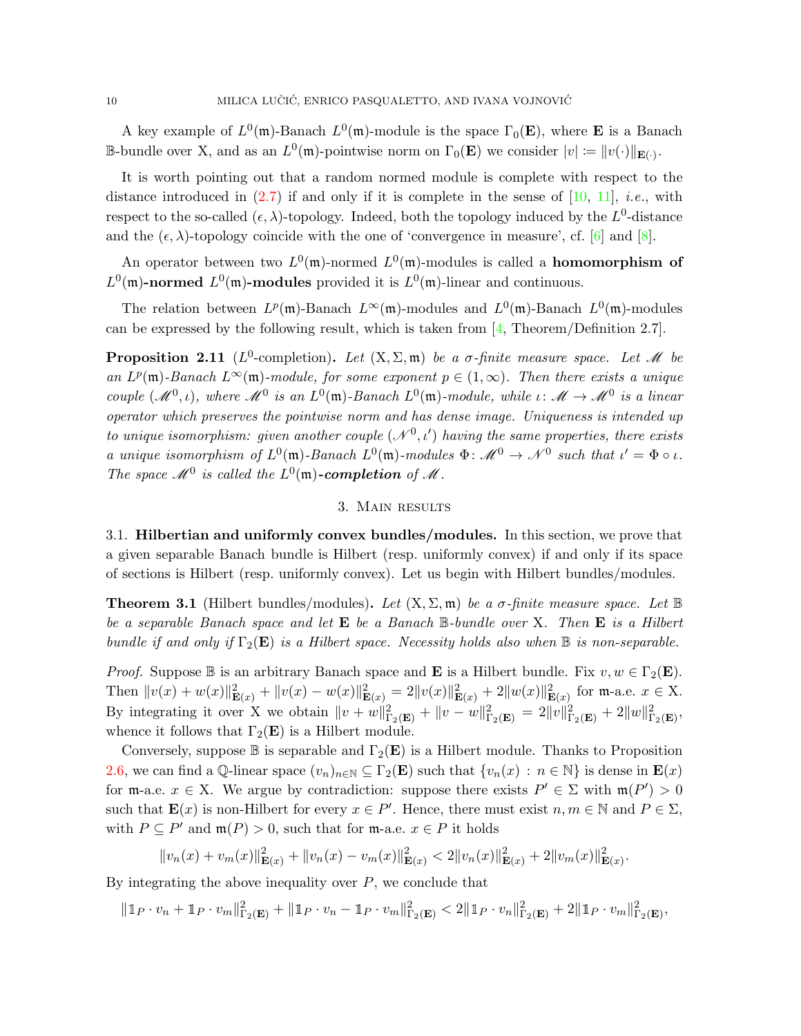A key example of $L^0(\mathfrak{m})$-Banach $L^0(\mathfrak{m})$-module is the space $\Gamma_0(\mathbf{E})$, where $\mathbf{E}$ is a Banach $\mathbb{B}$-bundle over X, and as an $L^0(\mathfrak{m})$-pointwise norm on $\Gamma_0(\mathbf{E})$ we consider $|v| \coloneqq \|v(\cdot)\|_{\mathbf{E}(\cdot)}$.

It is worth pointing out that a random normed module is complete with respect to the distance introduced in (2.7) if and only if it is complete in the sense of [10, 11], *i.e.*, with respect to the so-called $(\epsilon, \lambda)$-topology. Indeed, both the topology induced by the $L^0$-distance and the $(\epsilon, \lambda)$-topology coincide with the one of 'convergence in measure', cf. [6] and [8].

An operator between two $L^0(\mathfrak{m})$-normed $L^0(\mathfrak{m})$-modules is called a **homomorphism of $L^0(\mathfrak{m})$-normed $L^0(\mathfrak{m})$-modules** provided it is $L^0(\mathfrak{m})$-linear and continuous.

The relation between $L^p(\mathfrak{m})$-Banach $L^\infty(\mathfrak{m})$-modules and $L^0(\mathfrak{m})$-Banach $L^0(\mathfrak{m})$-modules can be expressed by the following result, which is taken from [4, Theorem/Definition 2.7].

**Proposition 2.11** ($L^0$-completion)**.** *Let $(\mathrm{X}, \Sigma, \mathfrak{m})$ be a $\sigma$-finite measure space. Let $\mathscr{M}$ be an $L^p(\mathfrak{m})$-Banach $L^\infty(\mathfrak{m})$-module, for some exponent $p \in (1, \infty)$. Then there exists a unique couple $(\mathscr{M}^0, \iota)$, where $\mathscr{M}^0$ is an $L^0(\mathfrak{m})$-Banach $L^0(\mathfrak{m})$-module, while $\iota \colon \mathscr{M} \to \mathscr{M}^0$ is a linear operator which preserves the pointwise norm and has dense image. Uniqueness is intended up to unique isomorphism: given another couple $(\mathscr{N}^0, \iota')$ having the same properties, there exists a unique isomorphism of $L^0(\mathfrak{m})$-Banach $L^0(\mathfrak{m})$-modules $\Phi \colon \mathscr{M}^0 \to \mathscr{N}^0$ such that $\iota' = \Phi \circ \iota$. The space $\mathscr{M}^0$ is called the $L^0(\mathfrak{m})$-**completion** of $\mathscr{M}$.*

## 3. Main results

### 3.1. Hilbertian and uniformly convex bundles/modules.

In this section, we prove that a given separable Banach bundle is Hilbert (resp. uniformly convex) if and only if its space of sections is Hilbert (resp. uniformly convex). Let us begin with Hilbert bundles/modules.

**Theorem 3.1** (Hilbert bundles/modules)**.** *Let $(\mathrm{X}, \Sigma, \mathfrak{m})$ be a $\sigma$-finite measure space. Let $\mathbb{B}$ be a separable Banach space and let $\mathbf{E}$ be a Banach $\mathbb{B}$-bundle over X. Then $\mathbf{E}$ is a Hilbert bundle if and only if $\Gamma_2(\mathbf{E})$ is a Hilbert space. Necessity holds also when $\mathbb{B}$ is non-separable.*

*Proof.* Suppose $\mathbb{B}$ is an arbitrary Banach space and $\mathbf{E}$ is a Hilbert bundle. Fix $v, w \in \Gamma_2(\mathbf{E})$. Then $\|v(x) + w(x)\|^2_{\mathbf{E}(x)} + \|v(x) - w(x)\|^2_{\mathbf{E}(x)} = 2\|v(x)\|^2_{\mathbf{E}(x)} + 2\|w(x)\|^2_{\mathbf{E}(x)}$ for $\mathfrak{m}$-a.e. $x \in \mathrm{X}$. By integrating it over X we obtain $\|v + w\|^2_{\Gamma_2(\mathbf{E})} + \|v - w\|^2_{\Gamma_2(\mathbf{E})} = 2\|v\|^2_{\Gamma_2(\mathbf{E})} + 2\|w\|^2_{\Gamma_2(\mathbf{E})}$, whence it follows that $\Gamma_2(\mathbf{E})$ is a Hilbert module.

Conversely, suppose $\mathbb{B}$ is separable and $\Gamma_2(\mathbf{E})$ is a Hilbert module. Thanks to Proposition 2.6, we can find a $\mathbb{Q}$-linear space $(v_n)_{n \in \mathbb{N}} \subseteq \Gamma_2(\mathbf{E})$ such that $\{v_n(x) : n \in \mathbb{N}\}$ is dense in $\mathbf{E}(x)$ for $\mathfrak{m}$-a.e. $x \in \mathrm{X}$. We argue by contradiction: suppose there exists $P' \in \Sigma$ with $\mathfrak{m}(P') > 0$ such that $\mathbf{E}(x)$ is non-Hilbert for every $x \in P'$. Hence, there must exist $n, m \in \mathbb{N}$ and $P \in \Sigma$, with $P \subseteq P'$ and $\mathfrak{m}(P) > 0$, such that for $\mathfrak{m}$-a.e. $x \in P$ it holds

$$\|v_n(x) + v_m(x)\|^2_{\mathbf{E}(x)} + \|v_n(x) - v_m(x)\|^2_{\mathbf{E}(x)} < 2\|v_n(x)\|^2_{\mathbf{E}(x)} + 2\|v_m(x)\|^2_{\mathbf{E}(x)}.$$

By integrating the above inequality over $P$, we conclude that

$$\|\mathbb{1}_P \cdot v_n + \mathbb{1}_P \cdot v_m\|^2_{\Gamma_2(\mathbf{E})} + \|\mathbb{1}_P \cdot v_n - \mathbb{1}_P \cdot v_m\|^2_{\Gamma_2(\mathbf{E})} < 2\|\mathbb{1}_P \cdot v_n\|^2_{\Gamma_2(\mathbf{E})} + 2\|\mathbb{1}_P \cdot v_m\|^2_{\Gamma_2(\mathbf{E})},$$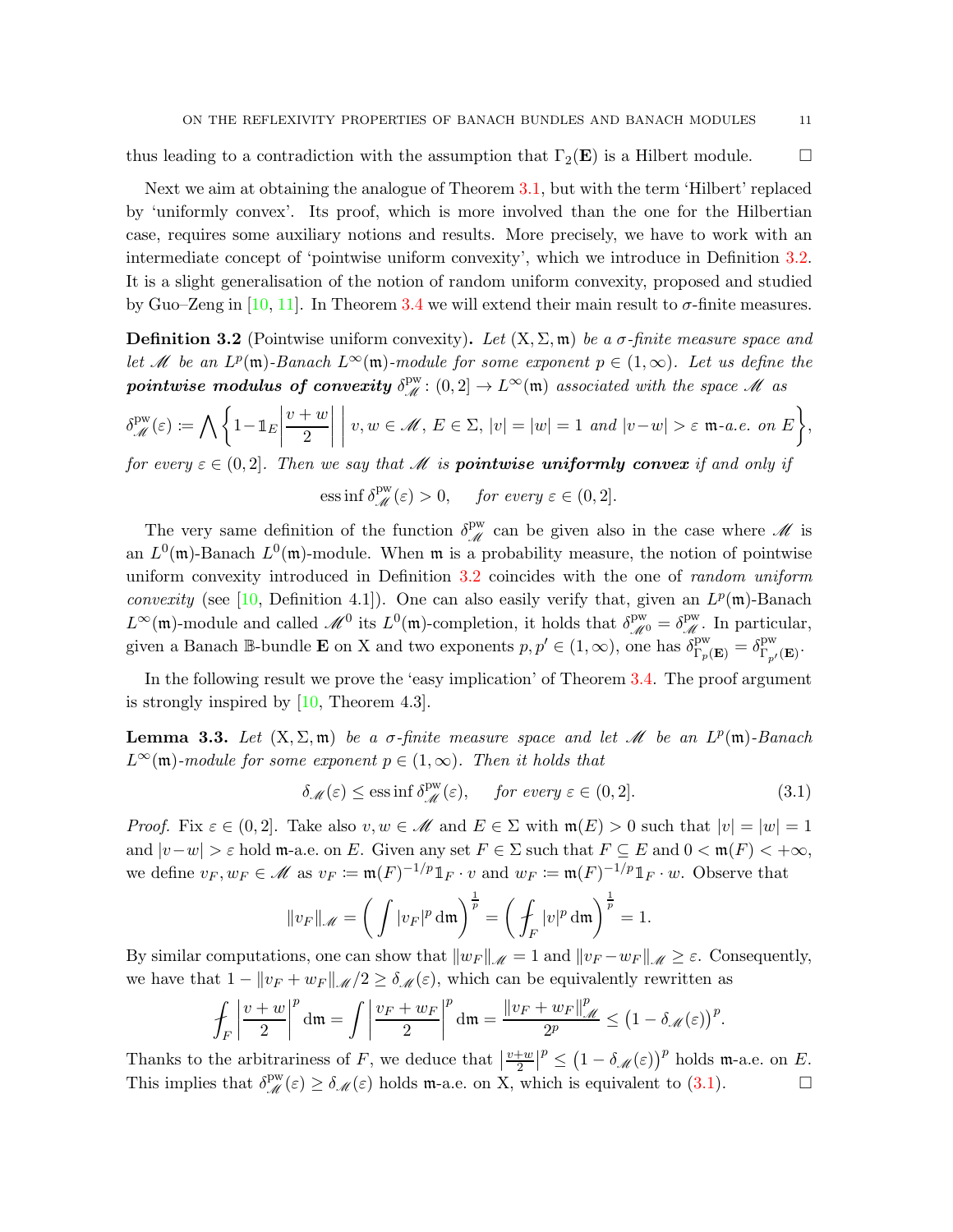thus leading to a contradiction with the assumption that $\Gamma_2(\mathbf{E})$ is a Hilbert module. □

Next we aim at obtaining the analogue of Theorem 3.1, but with the term 'Hilbert' replaced by 'uniformly convex'. Its proof, which is more involved than the one for the Hilbertian case, requires some auxiliary notions and results. More precisely, we have to work with an intermediate concept of 'pointwise uniform convexity', which we introduce in Definition 3.2. It is a slight generalisation of the notion of random uniform convexity, proposed and studied by Guo–Zeng in [10, 11]. In Theorem 3.4 we will extend their main result to $\sigma$-finite measures.

**Definition 3.2** (Pointwise uniform convexity)**.** *Let $(\mathrm{X},\Sigma,\mathfrak{m})$ be a $\sigma$-finite measure space and let $\mathscr{M}$ be an $L^p(\mathfrak{m})$-Banach $L^\infty(\mathfrak{m})$-module for some exponent $p\in(1,\infty)$. Let us define the* ***pointwise modulus of convexity*** *$\delta^{\rm pw}_{\mathscr{M}}\colon(0,2]\to L^\infty(\mathfrak{m})$ associated with the space $\mathscr{M}$ as*

$$\delta^{\rm pw}_{\mathscr{M}}(\varepsilon)\coloneqq\bigwedge\left\{1-\mathbb{1}_E\left|\frac{v+w}{2}\right|\;\middle|\;v,w\in\mathscr{M},\,E\in\Sigma,\,|v|=|w|=1\text{ and }|v-w|>\varepsilon\ \mathfrak{m}\text{-a.e. on }E\right\},$$

*for every $\varepsilon\in(0,2]$. Then we say that $\mathscr{M}$ is* ***pointwise uniformly convex*** *if and only if*

$$\operatorname{ess\,inf}\delta^{\rm pw}_{\mathscr{M}}(\varepsilon)>0,\qquad\text{for every }\varepsilon\in(0,2].$$

The very same definition of the function $\delta^{\rm pw}_{\mathscr{M}}$ can be given also in the case where $\mathscr{M}$ is an $L^0(\mathfrak{m})$-Banach $L^0(\mathfrak{m})$-module. When $\mathfrak{m}$ is a probability measure, the notion of pointwise uniform convexity introduced in Definition 3.2 coincides with the one of *random uniform convexity* (see [10, Definition 4.1]). One can also easily verify that, given an $L^p(\mathfrak{m})$-Banach $L^\infty(\mathfrak{m})$-module and called $\mathscr{M}^0$ its $L^0(\mathfrak{m})$-completion, it holds that $\delta^{\rm pw}_{\mathscr{M}^0}=\delta^{\rm pw}_{\mathscr{M}}$. In particular, given a Banach $\mathbb{B}$-bundle $\mathbf{E}$ on $\mathrm{X}$ and two exponents $p,p'\in(1,\infty)$, one has $\delta^{\rm pw}_{\Gamma_p(\mathbf{E})}=\delta^{\rm pw}_{\Gamma_{p'}(\mathbf{E})}$.

In the following result we prove the 'easy implication' of Theorem 3.4. The proof argument is strongly inspired by [10, Theorem 4.3].

**Lemma 3.3.** *Let $(\mathrm{X},\Sigma,\mathfrak{m})$ be a $\sigma$-finite measure space and let $\mathscr{M}$ be an $L^p(\mathfrak{m})$-Banach $L^\infty(\mathfrak{m})$-module for some exponent $p\in(1,\infty)$. Then it holds that*

$$\delta_{\mathscr{M}}(\varepsilon)\le\operatorname{ess\,inf}\delta^{\rm pw}_{\mathscr{M}}(\varepsilon),\qquad\text{for every }\varepsilon\in(0,2].\tag{3.1}$$

*Proof.* Fix $\varepsilon\in(0,2]$. Take also $v,w\in\mathscr{M}$ and $E\in\Sigma$ with $\mathfrak{m}(E)>0$ such that $|v|=|w|=1$ and $|v-w|>\varepsilon$ hold $\mathfrak{m}$-a.e. on $E$. Given any set $F\in\Sigma$ such that $F\subseteq E$ and $0<\mathfrak{m}(F)<+\infty$, we define $v_F,w_F\in\mathscr{M}$ as $v_F\coloneqq\mathfrak{m}(F)^{-1/p}\mathbb{1}_F\cdot v$ and $w_F\coloneqq\mathfrak{m}(F)^{-1/p}\mathbb{1}_F\cdot w$. Observe that

$$\|v_F\|_{\mathscr{M}}=\left(\int|v_F|^p\,\mathrm{d}\mathfrak{m}\right)^{\frac1p}=\left(\fint_F|v|^p\,\mathrm{d}\mathfrak{m}\right)^{\frac1p}=1.$$

By similar computations, one can show that $\|w_F\|_{\mathscr{M}}=1$ and $\|v_F-w_F\|_{\mathscr{M}}\ge\varepsilon$. Consequently, we have that $1-\|v_F+w_F\|_{\mathscr{M}}/2\ge\delta_{\mathscr{M}}(\varepsilon)$, which can be equivalently rewritten as

$$\fint_F\left|\frac{v+w}{2}\right|^p\mathrm{d}\mathfrak{m}=\int\left|\frac{v_F+w_F}{2}\right|^p\mathrm{d}\mathfrak{m}=\frac{\|v_F+w_F\|^p_{\mathscr{M}}}{2^p}\le\big(1-\delta_{\mathscr{M}}(\varepsilon)\big)^p.$$

Thanks to the arbitrariness of $F$, we deduce that $\left|\frac{v+w}{2}\right|^p\le\big(1-\delta_{\mathscr{M}}(\varepsilon)\big)^p$ holds $\mathfrak{m}$-a.e. on $E$. This implies that $\delta^{\rm pw}_{\mathscr{M}}(\varepsilon)\ge\delta_{\mathscr{M}}(\varepsilon)$ holds $\mathfrak{m}$-a.e. on $\mathrm{X}$, which is equivalent to (3.1). □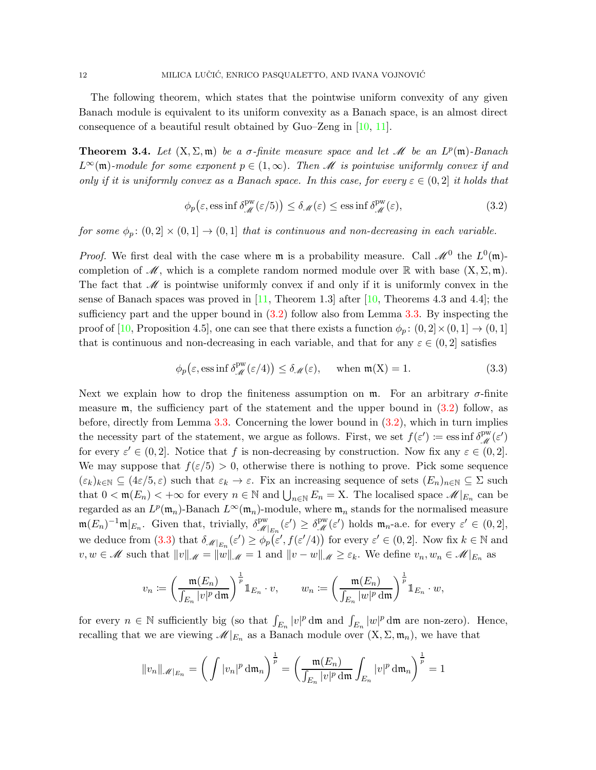The following theorem, which states that the pointwise uniform convexity of any given Banach module is equivalent to its uniform convexity as a Banach space, is an almost direct consequence of a beautiful result obtained by Guo–Zeng in [10, 11].

**Theorem 3.4.** *Let $(\mathrm{X},\Sigma,\mathfrak{m})$ be a $\sigma$-finite measure space and let $\mathscr{M}$ be an $L^p(\mathfrak{m})$-Banach $L^\infty(\mathfrak{m})$-module for some exponent $p\in(1,\infty)$. Then $\mathscr{M}$ is pointwise uniformly convex if and only if it is uniformly convex as a Banach space. In this case, for every $\varepsilon\in(0,2]$ it holds that*

$$\phi_p\big(\varepsilon,\operatorname{ess\,inf}\delta^{\rm pw}_{\mathscr{M}}(\varepsilon/5)\big)\leq\delta_{\mathscr{M}}(\varepsilon)\leq\operatorname{ess\,inf}\delta^{\rm pw}_{\mathscr{M}}(\varepsilon),\tag{3.2}$$

*for some $\phi_p\colon(0,2]\times(0,1]\to(0,1]$ that is continuous and non-decreasing in each variable.*

*Proof.* We first deal with the case where $\mathfrak{m}$ is a probability measure. Call $\mathscr{M}^0$ the $L^0(\mathfrak{m})$-completion of $\mathscr{M}$, which is a complete random normed module over $\mathbb{R}$ with base $(\mathrm{X},\Sigma,\mathfrak{m})$. The fact that $\mathscr{M}$ is pointwise uniformly convex if and only if it is uniformly convex in the sense of Banach spaces was proved in [11, Theorem 1.3] after [10, Theorems 4.3 and 4.4]; the sufficiency part and the upper bound in (3.2) follow also from Lemma 3.3. By inspecting the proof of [10, Proposition 4.5], one can see that there exists a function $\phi_p\colon(0,2]\times(0,1]\to(0,1]$ that is continuous and non-decreasing in each variable, and that for any $\varepsilon\in(0,2]$ satisfies

$$\phi_p\big(\varepsilon,\operatorname{ess\,inf}\delta^{\rm pw}_{\mathscr{M}}(\varepsilon/4)\big)\leq\delta_{\mathscr{M}}(\varepsilon),\qquad\text{when }\mathfrak{m}(\mathrm{X})=1.\tag{3.3}$$

Next we explain how to drop the finiteness assumption on $\mathfrak{m}$. For an arbitrary $\sigma$-finite measure $\mathfrak{m}$, the sufficiency part of the statement and the upper bound in (3.2) follow, as before, directly from Lemma 3.3. Concerning the lower bound in (3.2), which in turn implies the necessity part of the statement, we argue as follows. First, we set $f(\varepsilon'):=\operatorname{ess\,inf}\delta^{\rm pw}_{\mathscr{M}}(\varepsilon')$ for every $\varepsilon'\in(0,2]$. Notice that $f$ is non-decreasing by construction. Now fix any $\varepsilon\in(0,2]$. We may suppose that $f(\varepsilon/5)>0$, otherwise there is nothing to prove. Pick some sequence $(\varepsilon_k)_{k\in\mathbb{N}}\subseteq(4\varepsilon/5,\varepsilon)$ such that $\varepsilon_k\to\varepsilon$. Fix an increasing sequence of sets $(E_n)_{n\in\mathbb{N}}\subseteq\Sigma$ such that $0<\mathfrak{m}(E_n)<+\infty$ for every $n\in\mathbb{N}$ and $\bigcup_{n\in\mathbb{N}}E_n=\mathrm{X}$. The localised space $\mathscr{M}|_{E_n}$ can be regarded as an $L^p(\mathfrak{m}_n)$-Banach $L^\infty(\mathfrak{m}_n)$-module, where $\mathfrak{m}_n$ stands for the normalised measure $\mathfrak{m}(E_n)^{-1}\mathfrak{m}|_{E_n}$. Given that, trivially, $\delta^{\rm pw}_{\mathscr{M}|_{E_n}}(\varepsilon')\geq\delta^{\rm pw}_{\mathscr{M}}(\varepsilon')$ holds $\mathfrak{m}_n$-a.e. for every $\varepsilon'\in(0,2]$, we deduce from (3.3) that $\delta_{\mathscr{M}|_{E_n}}(\varepsilon')\geq\phi_p\big(\varepsilon',f(\varepsilon'/4)\big)$ for every $\varepsilon'\in(0,2]$. Now fix $k\in\mathbb{N}$ and $v,w\in\mathscr{M}$ such that $\|v\|_{\mathscr{M}}=\|w\|_{\mathscr{M}}=1$ and $\|v-w\|_{\mathscr{M}}\geq\varepsilon_k$. We define $v_n,w_n\in\mathscr{M}|_{E_n}$ as

$$v_n:=\bigg(\frac{\mathfrak{m}(E_n)}{\int_{E_n}|v|^p\,\mathrm{d}\mathfrak{m}}\bigg)^{\frac{1}{p}}\mathbb{1}_{E_n}\cdot v,\qquad w_n:=\bigg(\frac{\mathfrak{m}(E_n)}{\int_{E_n}|w|^p\,\mathrm{d}\mathfrak{m}}\bigg)^{\frac{1}{p}}\mathbb{1}_{E_n}\cdot w,$$

for every $n\in\mathbb{N}$ sufficiently big (so that $\int_{E_n}|v|^p\,\mathrm{d}\mathfrak{m}$ and $\int_{E_n}|w|^p\,\mathrm{d}\mathfrak{m}$ are non-zero). Hence, recalling that we are viewing $\mathscr{M}|_{E_n}$ as a Banach module over $(\mathrm{X},\Sigma,\mathfrak{m}_n)$, we have that

$$\|v_n\|_{\mathscr{M}|_{E_n}}=\bigg(\int|v_n|^p\,\mathrm{d}\mathfrak{m}_n\bigg)^{\frac{1}{p}}=\bigg(\frac{\mathfrak{m}(E_n)}{\int_{E_n}|v|^p\,\mathrm{d}\mathfrak{m}}\int_{E_n}|v|^p\,\mathrm{d}\mathfrak{m}_n\bigg)^{\frac{1}{p}}=1$$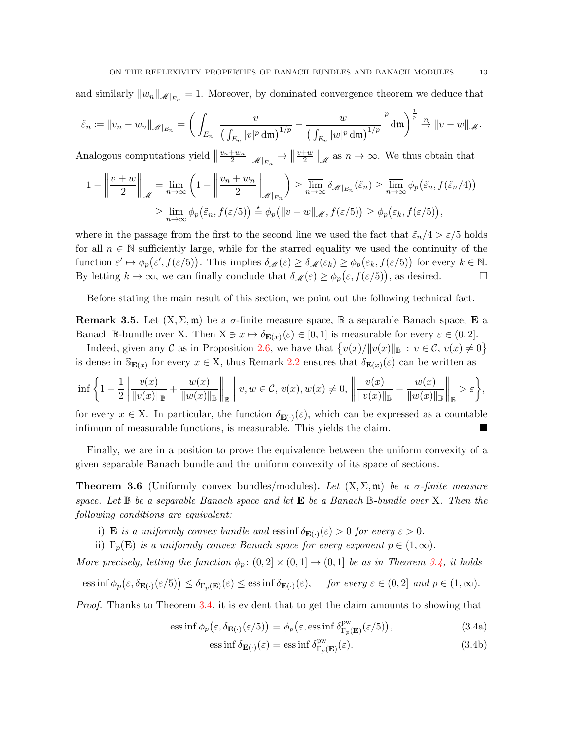and similarly $\|w_n\|_{\mathscr{M}|_{E_n}} = 1$. Moreover, by dominated convergence theorem we deduce that

$$\tilde{\varepsilon}_n := \|v_n - w_n\|_{\mathscr{M}|_{E_n}} = \left( \int_{E_n} \left| \frac{v}{\left(\int_{E_n} |v|^p \, \mathrm{d}\mathfrak{m}\right)^{1/p}} - \frac{w}{\left(\int_{E_n} |w|^p \, \mathrm{d}\mathfrak{m}\right)^{1/p}} \right|^p \mathrm{d}\mathfrak{m} \right)^{\frac{1}{p}} \overset{n}{\to} \|v - w\|_{\mathscr{M}}.$$

Analogous computations yield $\left\|\frac{v_n+w_n}{2}\right\|_{\mathscr{M}|_{E_n}} \to \left\|\frac{v+w}{2}\right\|_{\mathscr{M}}$ as $n \to \infty$. We thus obtain that

$$\begin{aligned} 1 - \left\|\frac{v+w}{2}\right\|_{\mathscr{M}} &= \lim_{n\to\infty}\left(1 - \left\|\frac{v_n+w_n}{2}\right\|_{\mathscr{M}|_{E_n}}\right) \geq \varlimsup_{n\to\infty} \delta_{\mathscr{M}|_{E_n}}(\tilde{\varepsilon}_n) \geq \varlimsup_{n\to\infty} \phi_p\big(\tilde{\varepsilon}_n, f(\tilde{\varepsilon}_n/4)\big) \\ &\geq \lim_{n\to\infty} \phi_p\big(\tilde{\varepsilon}_n, f(\varepsilon/5)\big) \overset{\star}{=} \phi_p\big(\|v-w\|_{\mathscr{M}}, f(\varepsilon/5)\big) \geq \phi_p\big(\varepsilon_k, f(\varepsilon/5)\big), \end{aligned}$$

where in the passage from the first to the second line we used the fact that $\tilde{\varepsilon}_n/4 > \varepsilon/5$ holds for all $n \in \mathbb{N}$ sufficiently large, while for the starred equality we used the continuity of the function $\varepsilon' \mapsto \phi_p\big(\varepsilon', f(\varepsilon/5)\big)$. This implies $\delta_{\mathscr{M}}(\varepsilon) \geq \delta_{\mathscr{M}}(\varepsilon_k) \geq \phi_p\big(\varepsilon_k, f(\varepsilon/5)\big)$ for every $k \in \mathbb{N}$. By letting $k \to \infty$, we can finally conclude that $\delta_{\mathscr{M}}(\varepsilon) \geq \phi_p\big(\varepsilon, f(\varepsilon/5)\big)$, as desired. □

Before stating the main result of this section, we point out the following technical fact.

**Remark 3.5.** Let $(\mathrm{X}, \Sigma, \mathfrak{m})$ be a $\sigma$-finite measure space, $\mathbb{B}$ a separable Banach space, $\mathbf{E}$ a Banach $\mathbb{B}$-bundle over $\mathrm{X}$. Then $\mathrm{X} \ni x \mapsto \delta_{\mathbf{E}(x)}(\varepsilon) \in [0,1]$ is measurable for every $\varepsilon \in (0,2]$.

Indeed, given any $\mathcal{C}$ as in Proposition 2.6, we have that $\big\{v(x)/\|v(x)\|_{\mathbb{B}} : v \in \mathcal{C},\, v(x) \neq 0\big\}$ is dense in $\mathbb{S}_{\mathbf{E}(x)}$ for every $x \in \mathrm{X}$, thus Remark 2.2 ensures that $\delta_{\mathbf{E}(x)}(\varepsilon)$ can be written as

$$\inf\left\{1 - \frac{1}{2}\left\|\frac{v(x)}{\|v(x)\|_{\mathbb{B}}} + \frac{w(x)}{\|w(x)\|_{\mathbb{B}}}\right\|_{\mathbb{B}} \;\middle|\; v, w \in \mathcal{C},\, v(x), w(x) \neq 0,\, \left\|\frac{v(x)}{\|v(x)\|_{\mathbb{B}}} - \frac{w(x)}{\|w(x)\|_{\mathbb{B}}}\right\|_{\mathbb{B}} > \varepsilon\right\},$$

for every $x \in \mathrm{X}$. In particular, the function $\delta_{\mathbf{E}(\cdot)}(\varepsilon)$, which can be expressed as a countable infimum of measurable functions, is measurable. This yields the claim. ■

Finally, we are in a position to prove the equivalence between the uniform convexity of a given separable Banach bundle and the uniform convexity of its space of sections.

**Theorem 3.6** (Uniformly convex bundles/modules)**.** *Let $(\mathrm{X}, \Sigma, \mathfrak{m})$ be a $\sigma$-finite measure space. Let $\mathbb{B}$ be a separable Banach space and let $\mathbf{E}$ be a Banach $\mathbb{B}$-bundle over $\mathrm{X}$. Then the following conditions are equivalent:*

i) *$\mathbf{E}$ is a uniformly convex bundle and* $\operatorname{ess\,inf} \delta_{\mathbf{E}(\cdot)}(\varepsilon) > 0$ *for every $\varepsilon > 0$.*
ii) *$\Gamma_p(\mathbf{E})$ is a uniformly convex Banach space for every exponent $p \in (1, \infty)$.*

*More precisely, letting the function $\phi_p \colon (0,2] \times (0,1] \to (0,1]$ be as in Theorem 3.4, it holds*

$$\operatorname{ess\,inf} \phi_p\big(\varepsilon, \delta_{\mathbf{E}(\cdot)}(\varepsilon/5)\big) \leq \delta_{\Gamma_p(\mathbf{E})}(\varepsilon) \leq \operatorname{ess\,inf} \delta_{\mathbf{E}(\cdot)}(\varepsilon), \qquad \textit{for every } \varepsilon \in (0,2] \textit{ and } p \in (1,\infty).$$

*Proof.* Thanks to Theorem 3.4, it is evident that to get the claim amounts to showing that

$$\operatorname{ess\,inf} \phi_p\big(\varepsilon, \delta_{\mathbf{E}(\cdot)}(\varepsilon/5)\big) = \phi_p\big(\varepsilon, \operatorname{ess\,inf} \delta^{\mathrm{pw}}_{\Gamma_p(\mathbf{E})}(\varepsilon/5)\big), \tag{3.4a}$$

$$\operatorname{ess\,inf} \delta_{\mathbf{E}(\cdot)}(\varepsilon) = \operatorname{ess\,inf} \delta^{\mathrm{pw}}_{\Gamma_p(\mathbf{E})}(\varepsilon). \tag{3.4b}$$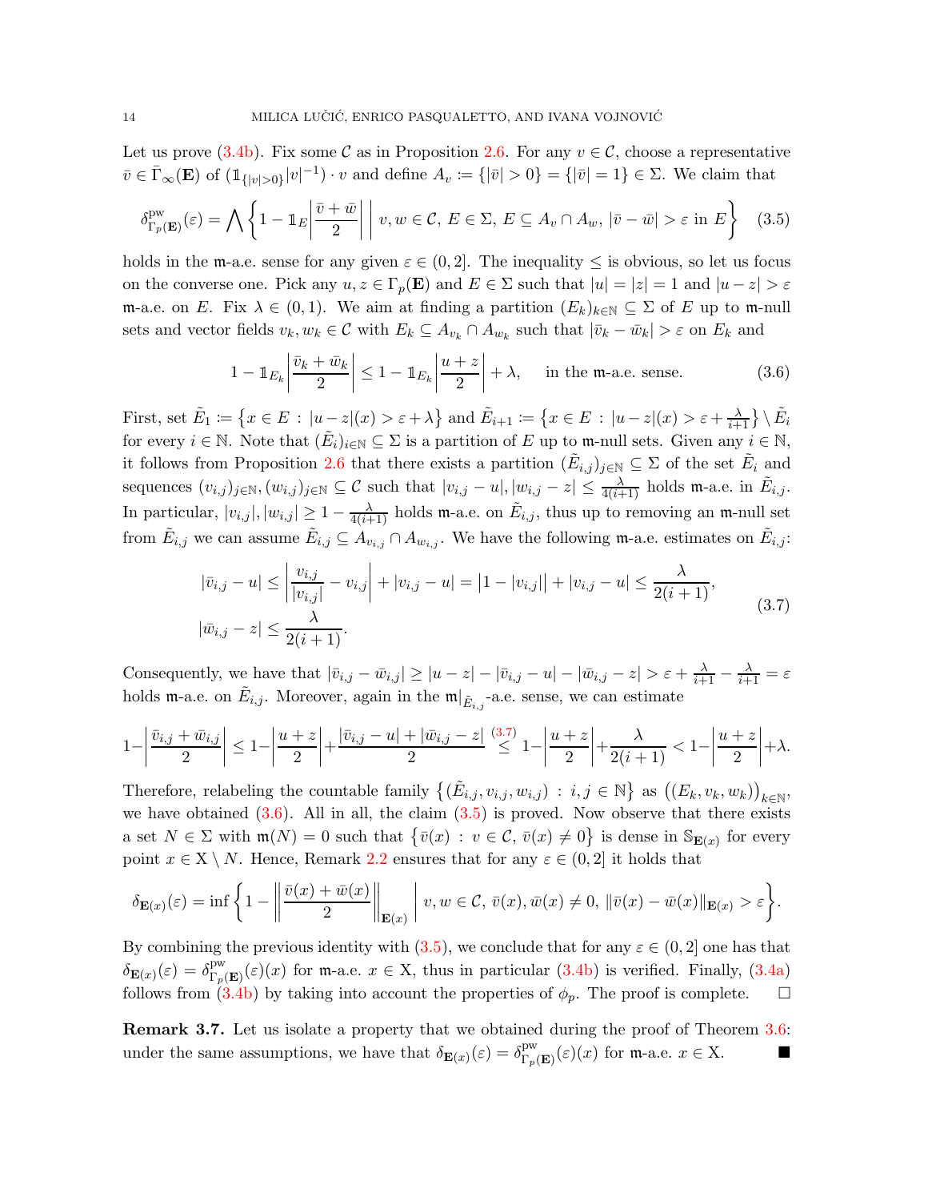Let us prove (3.4b). Fix some $\mathcal{C}$ as in Proposition 2.6. For any $v \in \mathcal{C}$, choose a representative $\bar{v} \in \bar{\Gamma}_\infty(\mathbf{E})$ of $(\mathbb{1}_{\{|v|>0\}}|v|^{-1}) \cdot v$ and define $A_v := \{|\bar{v}| > 0\} = \{|\bar{v}| = 1\} \in \Sigma$. We claim that

$$\delta^{\rm pw}_{\Gamma_p(\mathbf{E})}(\varepsilon) = \bigwedge \left\{ 1 - \mathbb{1}_E \left| \frac{\bar{v} + \bar{w}}{2} \right| \;\middle|\; v, w \in \mathcal{C},\, E \in \Sigma,\, E \subseteq A_v \cap A_w,\, |\bar{v} - \bar{w}| > \varepsilon \text{ in } E \right\} \tag{3.5}$$

holds in the $\mathfrak{m}$-a.e. sense for any given $\varepsilon \in (0, 2]$. The inequality $\leq$ is obvious, so let us focus on the converse one. Pick any $u, z \in \Gamma_p(\mathbf{E})$ and $E \in \Sigma$ such that $|u| = |z| = 1$ and $|u - z| > \varepsilon$ $\mathfrak{m}$-a.e. on $E$. Fix $\lambda \in (0, 1)$. We aim at finding a partition $(E_k)_{k\in\mathbb{N}} \subseteq \Sigma$ of $E$ up to $\mathfrak{m}$-null sets and vector fields $v_k, w_k \in \mathcal{C}$ with $E_k \subseteq A_{v_k} \cap A_{w_k}$ such that $|\bar{v}_k - \bar{w}_k| > \varepsilon$ on $E_k$ and

$$1 - \mathbb{1}_{E_k} \left| \frac{\bar{v}_k + \bar{w}_k}{2} \right| \leq 1 - \mathbb{1}_{E_k} \left| \frac{u + z}{2} \right| + \lambda, \quad \text{ in the } \mathfrak{m}\text{-a.e. sense.} \tag{3.6}$$

First, set $\tilde{E}_1 := \{x \in E : |u - z|(x) > \varepsilon + \lambda\}$ and $\tilde{E}_{i+1} := \{x \in E : |u - z|(x) > \varepsilon + \frac{\lambda}{i+1}\} \setminus \tilde{E}_i$ for every $i \in \mathbb{N}$. Note that $(\tilde{E}_i)_{i\in\mathbb{N}} \subseteq \Sigma$ is a partition of $E$ up to $\mathfrak{m}$-null sets. Given any $i \in \mathbb{N}$, it follows from Proposition 2.6 that there exists a partition $(\tilde{E}_{i,j})_{j\in\mathbb{N}} \subseteq \Sigma$ of the set $\tilde{E}_i$ and sequences $(v_{i,j})_{j\in\mathbb{N}}, (w_{i,j})_{j\in\mathbb{N}} \subseteq \mathcal{C}$ such that $|v_{i,j} - u|, |w_{i,j} - z| \leq \frac{\lambda}{4(i+1)}$ holds $\mathfrak{m}$-a.e. in $\tilde{E}_{i,j}$. In particular, $|v_{i,j}|, |w_{i,j}| \geq 1 - \frac{\lambda}{4(i+1)}$ holds $\mathfrak{m}$-a.e. on $\tilde{E}_{i,j}$, thus up to removing an $\mathfrak{m}$-null set from $\tilde{E}_{i,j}$ we can assume $\tilde{E}_{i,j} \subseteq A_{v_{i,j}} \cap A_{w_{i,j}}$. We have the following $\mathfrak{m}$-a.e. estimates on $\tilde{E}_{i,j}$:

$$\begin{aligned} |\bar{v}_{i,j} - u| &\leq \left| \frac{v_{i,j}}{|v_{i,j}|} - v_{i,j} \right| + |v_{i,j} - u| = \big|1 - |v_{i,j}|\big| + |v_{i,j} - u| \leq \frac{\lambda}{2(i+1)}, \\ |\bar{w}_{i,j} - z| &\leq \frac{\lambda}{2(i+1)}. \end{aligned} \tag{3.7}$$

Consequently, we have that $|\bar{v}_{i,j} - \bar{w}_{i,j}| \geq |u - z| - |\bar{v}_{i,j} - u| - |\bar{w}_{i,j} - z| > \varepsilon + \frac{\lambda}{i+1} - \frac{\lambda}{i+1} = \varepsilon$ holds $\mathfrak{m}$-a.e. on $\tilde{E}_{i,j}$. Moreover, again in the $\mathfrak{m}|_{\tilde{E}_{i,j}}$-a.e. sense, we can estimate

$$1 - \left| \frac{\bar{v}_{i,j} + \bar{w}_{i,j}}{2} \right| \leq 1 - \left| \frac{u + z}{2} \right| + \frac{|\bar{v}_{i,j} - u| + |\bar{w}_{i,j} - z|}{2} \overset{(3.7)}{\leq} 1 - \left| \frac{u + z}{2} \right| + \frac{\lambda}{2(i+1)} < 1 - \left| \frac{u + z}{2} \right| + \lambda.$$

Therefore, relabeling the countable family $\{(\tilde{E}_{i,j}, v_{i,j}, w_{i,j}) : i, j \in \mathbb{N}\}$ as $\big((E_k, v_k, w_k)\big)_{k\in\mathbb{N}}$, we have obtained (3.6). All in all, the claim (3.5) is proved. Now observe that there exists a set $N \in \Sigma$ with $\mathfrak{m}(N) = 0$ such that $\{\bar{v}(x) : v \in \mathcal{C},\, \bar{v}(x) \neq 0\}$ is dense in $\mathbb{S}_{\mathbf{E}(x)}$ for every point $x \in \mathrm{X} \setminus N$. Hence, Remark 2.2 ensures that for any $\varepsilon \in (0, 2]$ it holds that

$$\delta_{\mathbf{E}(x)}(\varepsilon) = \inf \left\{ 1 - \left\| \frac{\bar{v}(x) + \bar{w}(x)}{2} \right\|_{\mathbf{E}(x)} \;\middle|\; v, w \in \mathcal{C},\, \bar{v}(x), \bar{w}(x) \neq 0,\, \|\bar{v}(x) - \bar{w}(x)\|_{\mathbf{E}(x)} > \varepsilon \right\}.$$

By combining the previous identity with (3.5), we conclude that for any $\varepsilon \in (0, 2]$ one has that $\delta_{\mathbf{E}(x)}(\varepsilon) = \delta^{\rm pw}_{\Gamma_p(\mathbf{E})}(\varepsilon)(x)$ for $\mathfrak{m}$-a.e. $x \in \mathrm{X}$, thus in particular (3.4b) is verified. Finally, (3.4a) follows from (3.4b) by taking into account the properties of $\phi_p$. The proof is complete. □

**Remark 3.7.** Let us isolate a property that we obtained during the proof of Theorem 3.6: under the same assumptions, we have that $\delta_{\mathbf{E}(x)}(\varepsilon) = \delta^{\rm pw}_{\Gamma_p(\mathbf{E})}(\varepsilon)(x)$ for $\mathfrak{m}$-a.e. $x \in \mathrm{X}$. ■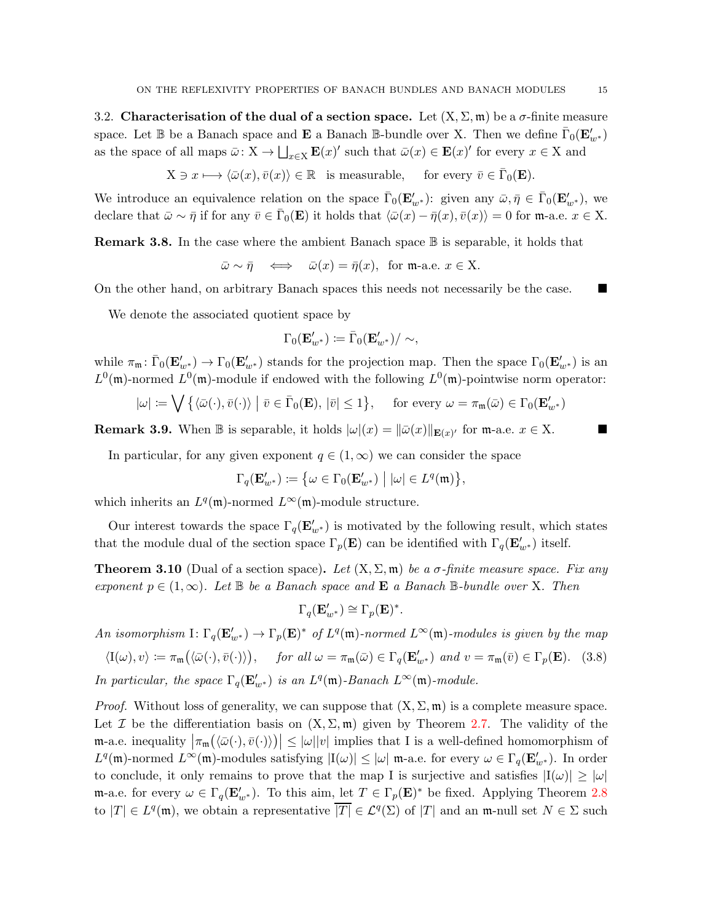### 3.2. Characterisation of the dual of a section space.

Let $(\mathrm{X},\Sigma,\mathfrak{m})$ be a $\sigma$-finite measure space. Let $\mathbb{B}$ be a Banach space and $\mathbf{E}$ a Banach $\mathbb{B}$-bundle over $\mathrm{X}$. Then we define $\bar\Gamma_0(\mathbf{E}'_{w^*})$ as the space of all maps $\bar\omega\colon \mathrm{X}\to\bigsqcup_{x\in\mathrm{X}}\mathbf{E}(x)'$ such that $\bar\omega(x)\in\mathbf{E}(x)'$ for every $x\in\mathrm{X}$ and

$$\mathrm{X}\ni x\longmapsto\langle\bar\omega(x),\bar v(x)\rangle\in\mathbb{R}\quad\text{is measurable,}\qquad\text{for every }\bar v\in\bar\Gamma_0(\mathbf{E}).$$

We introduce an equivalence relation on the space $\bar\Gamma_0(\mathbf{E}'_{w^*})$: given any $\bar\omega,\bar\eta\in\bar\Gamma_0(\mathbf{E}'_{w^*})$, we declare that $\bar\omega\sim\bar\eta$ if for any $\bar v\in\bar\Gamma_0(\mathbf{E})$ it holds that $\langle\bar\omega(x)-\bar\eta(x),\bar v(x)\rangle=0$ for $\mathfrak{m}$-a.e. $x\in\mathrm{X}$.

**Remark 3.8.** In the case where the ambient Banach space $\mathbb{B}$ is separable, it holds that

$$\bar\omega\sim\bar\eta\quad\Longleftrightarrow\quad\bar\omega(x)=\bar\eta(x),\ \text{ for }\mathfrak{m}\text{-a.e. }x\in\mathrm{X}.$$

On the other hand, on arbitrary Banach spaces this needs not necessarily be the case. ■

We denote the associated quotient space by

$$\Gamma_0(\mathbf{E}'_{w^*})\coloneqq\bar\Gamma_0(\mathbf{E}'_{w^*})/\sim,$$

while $\pi_\mathfrak{m}\colon\bar\Gamma_0(\mathbf{E}'_{w^*})\to\Gamma_0(\mathbf{E}'_{w^*})$ stands for the projection map. Then the space $\Gamma_0(\mathbf{E}'_{w^*})$ is an $L^0(\mathfrak{m})$-normed $L^0(\mathfrak{m})$-module if endowed with the following $L^0(\mathfrak{m})$-pointwise norm operator:

$$|\omega|\coloneqq\bigvee\big\{\langle\bar\omega(\cdot),\bar v(\cdot)\rangle\;\big|\;\bar v\in\bar\Gamma_0(\mathbf{E}),\,|\bar v|\le1\big\},\qquad\text{for every }\omega=\pi_\mathfrak{m}(\bar\omega)\in\Gamma_0(\mathbf{E}'_{w^*})$$

**Remark 3.9.** When $\mathbb{B}$ is separable, it holds $|\omega|(x)=\|\bar\omega(x)\|_{\mathbf{E}(x)'}$ for $\mathfrak{m}$-a.e. $x\in\mathrm{X}$. ■

In particular, for any given exponent $q\in(1,\infty)$ we can consider the space

$$\Gamma_q(\mathbf{E}'_{w^*})\coloneqq\big\{\omega\in\Gamma_0(\mathbf{E}'_{w^*})\;\big|\;|\omega|\in L^q(\mathfrak{m})\big\},$$

which inherits an $L^q(\mathfrak{m})$-normed $L^\infty(\mathfrak{m})$-module structure.

Our interest towards the space $\Gamma_q(\mathbf{E}'_{w^*})$ is motivated by the following result, which states that the module dual of the section space $\Gamma_p(\mathbf{E})$ can be identified with $\Gamma_q(\mathbf{E}'_{w^*})$ itself.

**Theorem 3.10** (Dual of a section space)**.** *Let $(\mathrm{X},\Sigma,\mathfrak{m})$ be a $\sigma$-finite measure space. Fix any exponent $p\in(1,\infty)$. Let $\mathbb{B}$ be a Banach space and $\mathbf{E}$ a Banach $\mathbb{B}$-bundle over $\mathrm{X}$. Then*

$$\Gamma_q(\mathbf{E}'_{w^*})\cong\Gamma_p(\mathbf{E})^*.$$

*An isomorphism $\mathrm{I}\colon\Gamma_q(\mathbf{E}'_{w^*})\to\Gamma_p(\mathbf{E})^*$ of $L^q(\mathfrak{m})$-normed $L^\infty(\mathfrak{m})$-modules is given by the map*

$$\langle\mathrm{I}(\omega),v\rangle\coloneqq\pi_\mathfrak{m}\big(\langle\bar\omega(\cdot),\bar v(\cdot)\rangle\big),\qquad\text{for all }\omega=\pi_\mathfrak{m}(\bar\omega)\in\Gamma_q(\mathbf{E}'_{w^*})\text{ and }v=\pi_\mathfrak{m}(\bar v)\in\Gamma_p(\mathbf{E}).\tag{3.8}$$

*In particular, the space $\Gamma_q(\mathbf{E}'_{w^*})$ is an $L^q(\mathfrak{m})$-Banach $L^\infty(\mathfrak{m})$-module.*

*Proof.* Without loss of generality, we can suppose that $(\mathrm{X},\Sigma,\mathfrak{m})$ is a complete measure space. Let $\mathcal{I}$ be the differentiation basis on $(\mathrm{X},\Sigma,\mathfrak{m})$ given by Theorem 2.7. The validity of the $\mathfrak{m}$-a.e. inequality $\big|\pi_\mathfrak{m}\big(\langle\bar\omega(\cdot),\bar v(\cdot)\rangle\big)\big|\le|\omega||v|$ implies that I is a well-defined homomorphism of $L^q(\mathfrak{m})$-normed $L^\infty(\mathfrak{m})$-modules satisfying $|\mathrm{I}(\omega)|\le|\omega|$ $\mathfrak{m}$-a.e. for every $\omega\in\Gamma_q(\mathbf{E}'_{w^*})$. In order to conclude, it only remains to prove that the map I is surjective and satisfies $|\mathrm{I}(\omega)|\ge|\omega|$ $\mathfrak{m}$-a.e. for every $\omega\in\Gamma_q(\mathbf{E}'_{w^*})$. To this aim, let $T\in\Gamma_p(\mathbf{E})^*$ be fixed. Applying Theorem 2.8 to $|T|\in L^q(\mathfrak{m})$, we obtain a representative $\overline{|T|}\in\mathcal{L}^q(\Sigma)$ of $|T|$ and an $\mathfrak{m}$-null set $N\in\Sigma$ such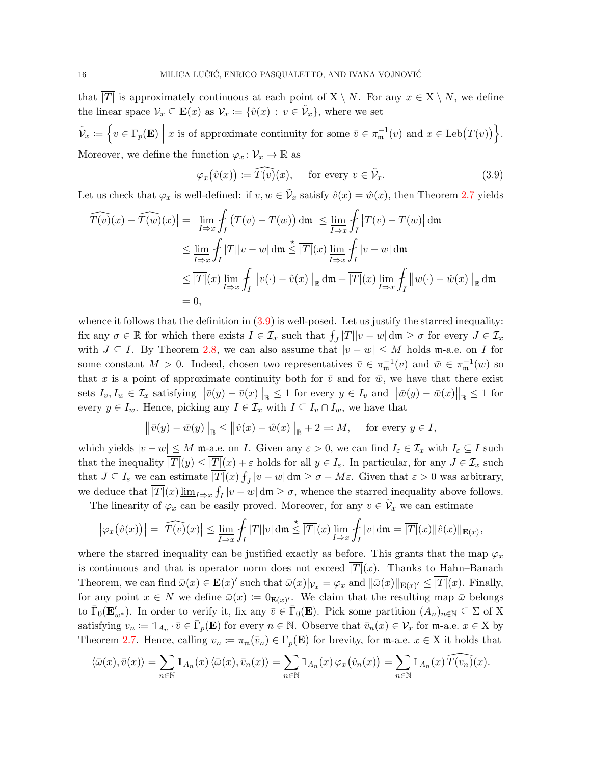that $\overline{|T|}$ is approximately continuous at each point of $\mathrm{X}\setminus N$. For any $x\in\mathrm{X}\setminus N$, we define the linear space $\mathcal{V}_x\subseteq\mathbf{E}(x)$ as $\mathcal{V}_x:=\{\hat v(x)\,:\,v\in\tilde{\mathcal{V}}_x\}$, where we set

$$\tilde{\mathcal{V}}_x:=\Big\{v\in\Gamma_p(\mathbf{E})\;\Big|\;x\text{ is of approximate continuity for some }\bar v\in\pi_{\mathfrak{m}}^{-1}(v)\text{ and }x\in\mathrm{Leb}\big(T(v)\big)\Big\}.$$

Moreover, we define the function $\varphi_x\colon\mathcal{V}_x\to\mathbb{R}$ as

$$\varphi_x\big(\hat v(x)\big):=\widehat{T(v)}(x),\qquad\text{for every }v\in\tilde{\mathcal{V}}_x. \tag{3.9}$$

Let us check that $\varphi_x$ is well-defined: if $v,w\in\tilde{\mathcal{V}}_x$ satisfy $\hat v(x)=\hat w(x)$, then Theorem 2.7 yields

$$\begin{aligned}
\big|\widehat{T(v)}(x)-\widehat{T(w)}(x)\big|&=\bigg|\lim_{I\Rightarrow x}\fint_I\big(T(v)-T(w)\big)\,\mathrm{d}\mathfrak{m}\bigg|\leq\varliminf_{I\Rightarrow x}\fint_I\big|T(v)-T(w)\big|\,\mathrm{d}\mathfrak{m}\\
&\leq\varliminf_{I\Rightarrow x}\fint_I|T||v-w|\,\mathrm{d}\mathfrak{m}\overset{\star}{\leq}\overline{|T|}(x)\varliminf_{I\Rightarrow x}\fint_I|v-w|\,\mathrm{d}\mathfrak{m}\\
&\leq\overline{|T|}(x)\lim_{I\Rightarrow x}\fint_I\big\|v(\cdot)-\hat v(x)\big\|_{\mathbb{B}}\,\mathrm{d}\mathfrak{m}+\overline{|T|}(x)\lim_{I\Rightarrow x}\fint_I\big\|w(\cdot)-\hat w(x)\big\|_{\mathbb{B}}\,\mathrm{d}\mathfrak{m}\\
&=0,
\end{aligned}$$

whence it follows that the definition in (3.9) is well-posed. Let us justify the starred inequality: fix any $\sigma\in\mathbb{R}$ for which there exists $I\in\mathcal{I}_x$ such that $\fint_J|T||v-w|\,\mathrm{d}\mathfrak{m}\geq\sigma$ for every $J\in\mathcal{I}_x$ with $J\subseteq I$. By Theorem 2.8, we can also assume that $|v-w|\leq M$ holds $\mathfrak{m}$-a.e. on $I$ for some constant $M>0$. Indeed, chosen two representatives $\bar v\in\pi_{\mathfrak{m}}^{-1}(v)$ and $\bar w\in\pi_{\mathfrak{m}}^{-1}(w)$ so that $x$ is a point of approximate continuity both for $\bar v$ and for $\bar w$, we have that there exist sets $I_v,I_w\in\mathcal{I}_x$ satisfying $\big\|\bar v(y)-\bar v(x)\big\|_{\mathbb{B}}\leq 1$ for every $y\in I_v$ and $\big\|\bar w(y)-\bar w(x)\big\|_{\mathbb{B}}\leq 1$ for every $y\in I_w$. Hence, picking any $I\in\mathcal{I}_x$ with $I\subseteq I_v\cap I_w$, we have that

$$\big\|\bar v(y)-\bar w(y)\big\|_{\mathbb{B}}\leq\big\|\hat v(x)-\hat w(x)\big\|_{\mathbb{B}}+2=:M,\qquad\text{for every }y\in I,$$

which yields $|v-w|\leq M$ $\mathfrak{m}$-a.e. on $I$. Given any $\varepsilon>0$, we can find $I_\varepsilon\in\mathcal{I}_x$ with $I_\varepsilon\subseteq I$ such that the inequality $\overline{|T|}(y)\leq\overline{|T|}(x)+\varepsilon$ holds for all $y\in I_\varepsilon$. In particular, for any $J\in\mathcal{I}_x$ such that $J\subseteq I_\varepsilon$ we can estimate $\overline{|T|}(x)\fint_J|v-w|\,\mathrm{d}\mathfrak{m}\geq\sigma-M\varepsilon$. Given that $\varepsilon>0$ was arbitrary, we deduce that $\overline{|T|}(x)\varliminf_{I\Rightarrow x}\fint_I|v-w|\,\mathrm{d}\mathfrak{m}\geq\sigma$, whence the starred inequality above follows.

The linearity of $\varphi_x$ can be easily proved. Moreover, for any $v\in\tilde{\mathcal{V}}_x$ we can estimate

$$\big|\varphi_x\big(\hat v(x)\big)\big|=\big|\widehat{T(v)}(x)\big|\leq\varliminf_{I\Rightarrow x}\fint_I|T||v|\,\mathrm{d}\mathfrak{m}\overset{\star}{\leq}\overline{|T|}(x)\lim_{I\Rightarrow x}\fint_I|v|\,\mathrm{d}\mathfrak{m}=\overline{|T|}(x)\|\hat v(x)\|_{\mathbf{E}(x)},$$

where the starred inequality can be justified exactly as before. This grants that the map $\varphi_x$ is continuous and that is operator norm does not exceed $\overline{|T|}(x)$. Thanks to Hahn–Banach Theorem, we can find $\bar\omega(x)\in\mathbf{E}(x)'$ such that $\bar\omega(x)|_{\mathcal{V}_x}=\varphi_x$ and $\|\bar\omega(x)\|_{\mathbf{E}(x)'}\leq\overline{|T|}(x)$. Finally, for any point $x\in N$ we define $\bar\omega(x):=0_{\mathbf{E}(x)'}$. We claim that the resulting map $\bar\omega$ belongs to $\bar\Gamma_0(\mathbf{E}'_{w^*})$. In order to verify it, fix any $\bar v\in\bar\Gamma_0(\mathbf{E})$. Pick some partition $(A_n)_{n\in\mathbb{N}}\subseteq\Sigma$ of $\mathrm{X}$ satisfying $v_n:=\mathbb{1}_{A_n}\cdot\bar v\in\bar\Gamma_p(\mathbf{E})$ for every $n\in\mathbb{N}$. Observe that $\bar v_n(x)\in\mathcal{V}_x$ for $\mathfrak{m}$-a.e. $x\in\mathrm{X}$ by Theorem 2.7. Hence, calling $v_n:=\pi_{\mathfrak{m}}(\bar v_n)\in\Gamma_p(\mathbf{E})$ for brevity, for $\mathfrak{m}$-a.e. $x\in\mathrm{X}$ it holds that

$$\langle\bar\omega(x),\bar v(x)\rangle=\sum_{n\in\mathbb{N}}\mathbb{1}_{A_n}(x)\,\langle\bar\omega(x),\bar v_n(x)\rangle=\sum_{n\in\mathbb{N}}\mathbb{1}_{A_n}(x)\,\varphi_x\big(\hat v_n(x)\big)=\sum_{n\in\mathbb{N}}\mathbb{1}_{A_n}(x)\,\widehat{T(v_n)}(x).$$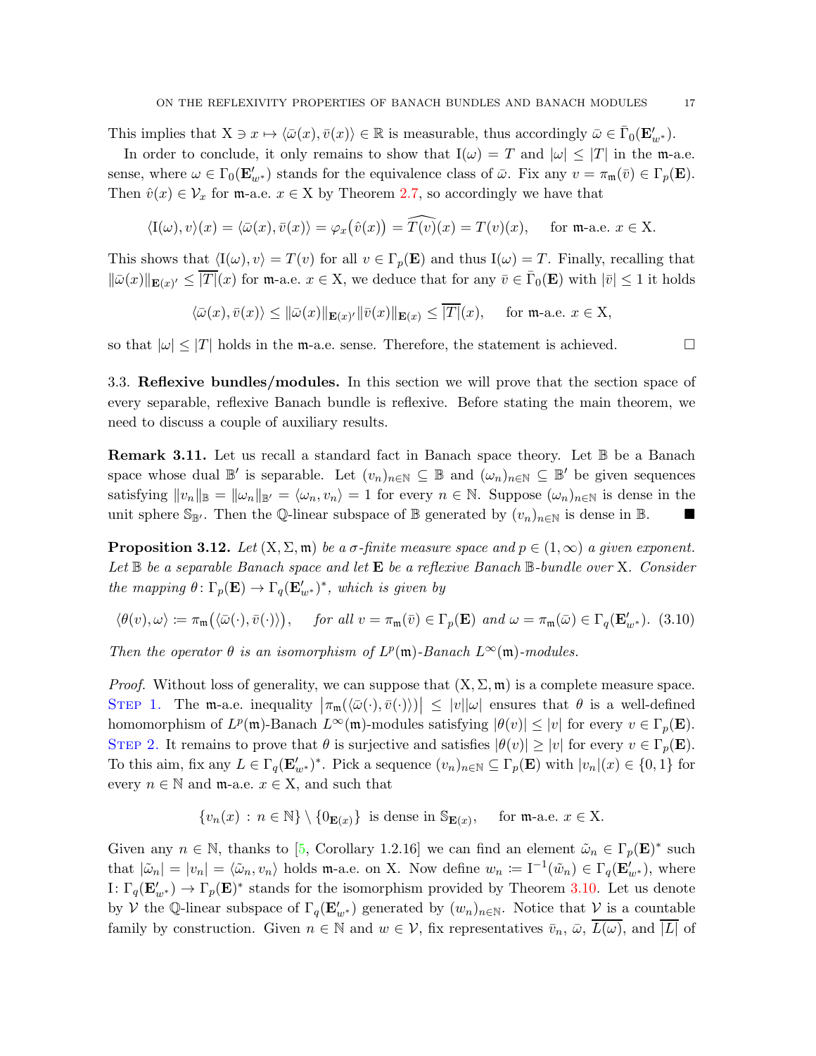This implies that $\mathrm{X} \ni x \mapsto \langle \bar{\omega}(x), \bar{v}(x) \rangle \in \mathbb{R}$ is measurable, thus accordingly $\bar{\omega} \in \bar{\Gamma}_0(\mathbf{E}'_{w^*})$.

In order to conclude, it only remains to show that $\mathrm{I}(\omega) = T$ and $|\omega| \leq |T|$ in the $\mathfrak{m}$-a.e. sense, where $\omega \in \Gamma_0(\mathbf{E}'_{w^*})$ stands for the equivalence class of $\bar{\omega}$. Fix any $v = \pi_{\mathfrak{m}}(\bar{v}) \in \Gamma_p(\mathbf{E})$. Then $\hat{v}(x) \in \mathcal{V}_x$ for $\mathfrak{m}$-a.e. $x \in \mathrm{X}$ by Theorem 2.7, so accordingly we have that

$$\langle \mathrm{I}(\omega), v \rangle(x) = \langle \bar{\omega}(x), \bar{v}(x) \rangle = \varphi_x\big(\hat{v}(x)\big) = \widehat{T(v)}(x) = T(v)(x), \quad \text{ for } \mathfrak{m}\text{-a.e. } x \in \mathrm{X}.$$

This shows that $\langle \mathrm{I}(\omega), v \rangle = T(v)$ for all $v \in \Gamma_p(\mathbf{E})$ and thus $\mathrm{I}(\omega) = T$. Finally, recalling that $\|\bar{\omega}(x)\|_{\mathbf{E}(x)'} \leq \overline{|T|}(x)$ for $\mathfrak{m}$-a.e. $x \in \mathrm{X}$, we deduce that for any $\bar{v} \in \bar{\Gamma}_0(\mathbf{E})$ with $|\bar{v}| \leq 1$ it holds

$$\langle \bar{\omega}(x), \bar{v}(x) \rangle \leq \|\bar{\omega}(x)\|_{\mathbf{E}(x)'} \|\bar{v}(x)\|_{\mathbf{E}(x)} \leq \overline{|T|}(x), \quad \text{ for } \mathfrak{m}\text{-a.e. } x \in \mathrm{X},$$

so that $|\omega| \leq |T|$ holds in the $\mathfrak{m}$-a.e. sense. Therefore, the statement is achieved. □

## 3.3. Reflexive bundles/modules.

In this section we will prove that the section space of every separable, reflexive Banach bundle is reflexive. Before stating the main theorem, we need to discuss a couple of auxiliary results.

**Remark 3.11.** Let us recall a standard fact in Banach space theory. Let $\mathbb{B}$ be a Banach space whose dual $\mathbb{B}'$ is separable. Let $(v_n)_{n \in \mathbb{N}} \subseteq \mathbb{B}$ and $(\omega_n)_{n \in \mathbb{N}} \subseteq \mathbb{B}'$ be given sequences satisfying $\|v_n\|_{\mathbb{B}} = \|\omega_n\|_{\mathbb{B}'} = \langle \omega_n, v_n \rangle = 1$ for every $n \in \mathbb{N}$. Suppose $(\omega_n)_{n \in \mathbb{N}}$ is dense in the unit sphere $\mathbb{S}_{\mathbb{B}'}$. Then the $\mathbb{Q}$-linear subspace of $\mathbb{B}$ generated by $(v_n)_{n \in \mathbb{N}}$ is dense in $\mathbb{B}$. ■

**Proposition 3.12.** *Let $(\mathrm{X}, \Sigma, \mathfrak{m})$ be a $\sigma$-finite measure space and $p \in (1, \infty)$ a given exponent. Let $\mathbb{B}$ be a separable Banach space and let $\mathbf{E}$ be a reflexive Banach $\mathbb{B}$-bundle over $\mathrm{X}$. Consider the mapping $\theta \colon \Gamma_p(\mathbf{E}) \to \Gamma_q(\mathbf{E}'_{w^*})^*$, which is given by*

$$\langle \theta(v), \omega \rangle \coloneqq \pi_{\mathfrak{m}}\big(\langle \bar{\omega}(\cdot), \bar{v}(\cdot) \rangle\big), \quad \text{ for all } v = \pi_{\mathfrak{m}}(\bar{v}) \in \Gamma_p(\mathbf{E}) \text{ and } \omega = \pi_{\mathfrak{m}}(\bar{\omega}) \in \Gamma_q(\mathbf{E}'_{w^*}). \tag{3.10}$$

*Then the operator $\theta$ is an isomorphism of $L^p(\mathfrak{m})$-Banach $L^\infty(\mathfrak{m})$-modules.*

*Proof.* Without loss of generality, we can suppose that $(\mathrm{X}, \Sigma, \mathfrak{m})$ is a complete measure space.
Step 1. The $\mathfrak{m}$-a.e. inequality $\big|\pi_{\mathfrak{m}}(\langle \bar{\omega}(\cdot), \bar{v}(\cdot) \rangle)\big| \leq |v||\omega|$ ensures that $\theta$ is a well-defined homomorphism of $L^p(\mathfrak{m})$-Banach $L^\infty(\mathfrak{m})$-modules satisfying $|\theta(v)| \leq |v|$ for every $v \in \Gamma_p(\mathbf{E})$.
Step 2. It remains to prove that $\theta$ is surjective and satisfies $|\theta(v)| \geq |v|$ for every $v \in \Gamma_p(\mathbf{E})$. To this aim, fix any $L \in \Gamma_q(\mathbf{E}'_{w^*})^*$. Pick a sequence $(v_n)_{n \in \mathbb{N}} \subseteq \Gamma_p(\mathbf{E})$ with $|v_n|(x) \in \{0, 1\}$ for every $n \in \mathbb{N}$ and $\mathfrak{m}$-a.e. $x \in \mathrm{X}$, and such that

$$\{v_n(x) \,:\, n \in \mathbb{N}\} \setminus \{0_{\mathbf{E}(x)}\} \text{ is dense in } \mathbb{S}_{\mathbf{E}(x)}, \quad \text{ for } \mathfrak{m}\text{-a.e. } x \in \mathrm{X}.$$

Given any $n \in \mathbb{N}$, thanks to [5, Corollary 1.2.16] we can find an element $\tilde{\omega}_n \in \Gamma_p(\mathbf{E})^*$ such that $|\tilde{\omega}_n| = |v_n| = \langle \tilde{\omega}_n, v_n \rangle$ holds $\mathfrak{m}$-a.e. on $\mathrm{X}$. Now define $w_n \coloneqq \mathrm{I}^{-1}(\tilde{\omega}_n) \in \Gamma_q(\mathbf{E}'_{w^*})$, where $\mathrm{I} \colon \Gamma_q(\mathbf{E}'_{w^*}) \to \Gamma_p(\mathbf{E})^*$ stands for the isomorphism provided by Theorem 3.10. Let us denote by $\mathcal{V}$ the $\mathbb{Q}$-linear subspace of $\Gamma_q(\mathbf{E}'_{w^*})$ generated by $(w_n)_{n \in \mathbb{N}}$. Notice that $\mathcal{V}$ is a countable family by construction. Given $n \in \mathbb{N}$ and $w \in \mathcal{V}$, fix representatives $\bar{v}_n$, $\bar{\omega}$, $\overline{L(\omega)}$, and $\overline{|L|}$ of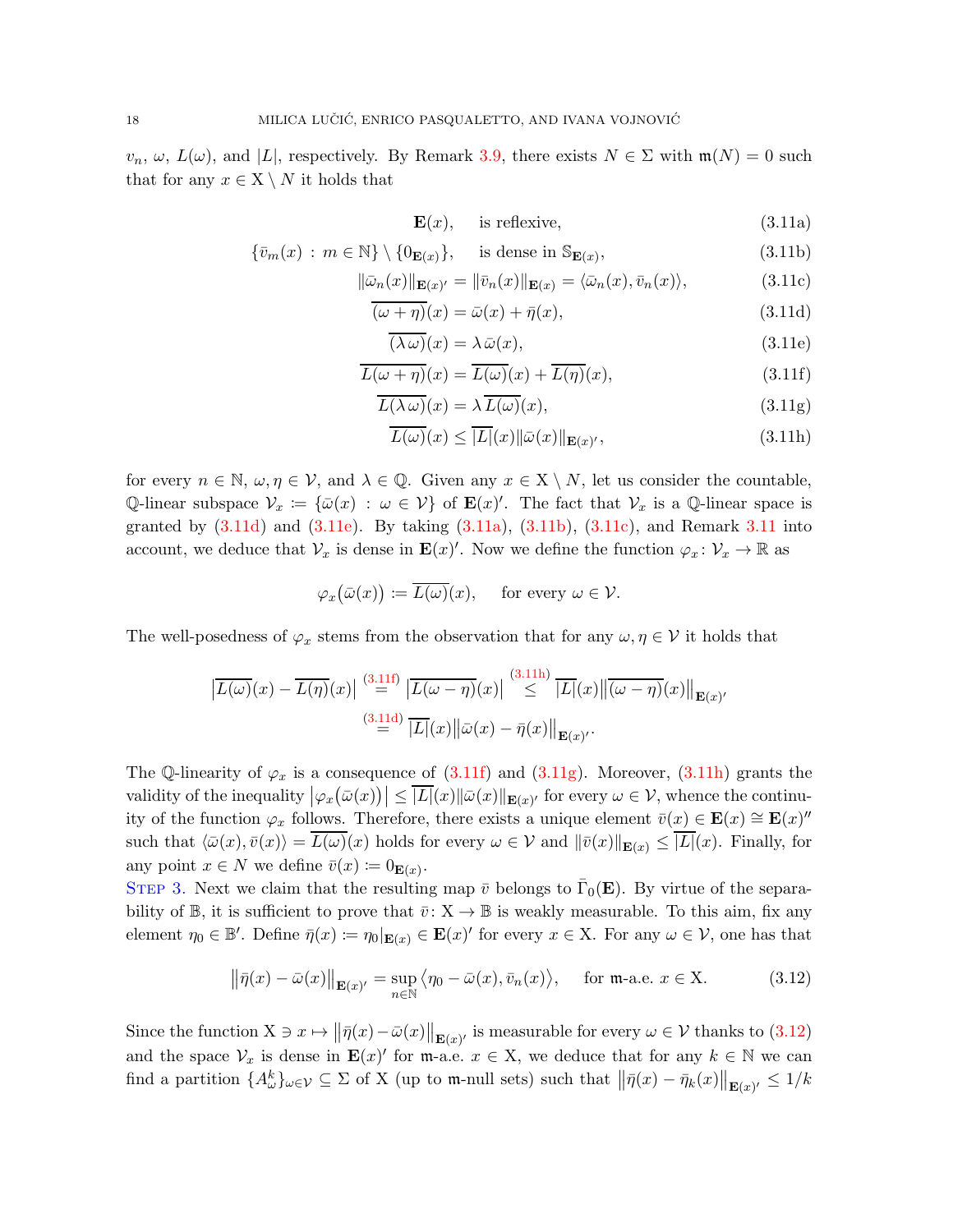$v_n$, $\omega$, $L(\omega)$, and $|L|$, respectively. By Remark 3.9, there exists $N \in \Sigma$ with $\mathfrak{m}(N) = 0$ such that for any $x \in \mathrm{X} \setminus N$ it holds that

$$
\begin{aligned}
\mathbf{E}(x), &\quad \text{is reflexive,} && \text{(3.11a)}\\
\{\bar{v}_m(x) \,:\, m \in \mathbb{N}\} \setminus \{0_{\mathbf{E}(x)}\}, &\quad \text{is dense in } \mathbb{S}_{\mathbf{E}(x)}, && \text{(3.11b)}\\
\|\bar{\omega}_n(x)\|_{\mathbf{E}(x)'} = \|\bar{v}_n(x)\|_{\mathbf{E}(x)} &= \langle \bar{\omega}_n(x), \bar{v}_n(x) \rangle, && \text{(3.11c)}\\
\overline{(\omega + \eta)}(x) &= \bar{\omega}(x) + \bar{\eta}(x), && \text{(3.11d)}\\
\overline{(\lambda\,\omega)}(x) &= \lambda\,\bar{\omega}(x), && \text{(3.11e)}\\
\overline{L(\omega + \eta)}(x) &= \overline{L(\omega)}(x) + \overline{L(\eta)}(x), && \text{(3.11f)}\\
\overline{L(\lambda\,\omega)}(x) &= \lambda\,\overline{L(\omega)}(x), && \text{(3.11g)}\\
\overline{L(\omega)}(x) &\le \overline{|L|}(x)\|\bar{\omega}(x)\|_{\mathbf{E}(x)'}, && \text{(3.11h)}
\end{aligned}
$$

for every $n \in \mathbb{N}$, $\omega, \eta \in \mathcal{V}$, and $\lambda \in \mathbb{Q}$. Given any $x \in \mathrm{X} \setminus N$, let us consider the countable, $\mathbb{Q}$-linear subspace $\mathcal{V}_x \coloneqq \{\bar{\omega}(x) \,:\, \omega \in \mathcal{V}\}$ of $\mathbf{E}(x)'$. The fact that $\mathcal{V}_x$ is a $\mathbb{Q}$-linear space is granted by (3.11d) and (3.11e). By taking (3.11a), (3.11b), (3.11c), and Remark 3.11 into account, we deduce that $\mathcal{V}_x$ is dense in $\mathbf{E}(x)'$. Now we define the function $\varphi_x \colon \mathcal{V}_x \to \mathbb{R}$ as

$$
\varphi_x\big(\bar{\omega}(x)\big) \coloneqq \overline{L(\omega)}(x), \qquad \text{for every } \omega \in \mathcal{V}.
$$

The well-posedness of $\varphi_x$ stems from the observation that for any $\omega, \eta \in \mathcal{V}$ it holds that

$$
\begin{aligned}
\big|\overline{L(\omega)}(x) - \overline{L(\eta)}(x)\big| &\overset{(3.11f)}{=} \big|\overline{L(\omega - \eta)}(x)\big| \overset{(3.11h)}{\le} \overline{|L|}(x)\big\|\overline{(\omega - \eta)}(x)\big\|_{\mathbf{E}(x)'}\\
&\overset{(3.11d)}{=} \overline{|L|}(x)\big\|\bar{\omega}(x) - \bar{\eta}(x)\big\|_{\mathbf{E}(x)'}.
\end{aligned}
$$

The $\mathbb{Q}$-linearity of $\varphi_x$ is a consequence of (3.11f) and (3.11g). Moreover, (3.11h) grants the validity of the inequality $\big|\varphi_x\big(\bar{\omega}(x)\big)\big| \le \overline{|L|}(x)\|\bar{\omega}(x)\|_{\mathbf{E}(x)'}$ for every $\omega \in \mathcal{V}$, whence the continuity of the function $\varphi_x$ follows. Therefore, there exists a unique element $\bar{v}(x) \in \mathbf{E}(x) \cong \mathbf{E}(x)''$ such that $\langle \bar{\omega}(x), \bar{v}(x) \rangle = \overline{L(\omega)}(x)$ holds for every $\omega \in \mathcal{V}$ and $\|\bar{v}(x)\|_{\mathbf{E}(x)} \le \overline{|L|}(x)$. Finally, for any point $x \in N$ we define $\bar{v}(x) \coloneqq 0_{\mathbf{E}(x)}$.

Step 3. Next we claim that the resulting map $\bar{v}$ belongs to $\bar{\Gamma}_0(\mathbf{E})$. By virtue of the separability of $\mathbb{B}$, it is sufficient to prove that $\bar{v} \colon \mathrm{X} \to \mathbb{B}$ is weakly measurable. To this aim, fix any element $\eta_0 \in \mathbb{B}'$. Define $\bar{\eta}(x) \coloneqq \eta_0|_{\mathbf{E}(x)} \in \mathbf{E}(x)'$ for every $x \in \mathrm{X}$. For any $\omega \in \mathcal{V}$, one has that

$$
\big\|\bar{\eta}(x) - \bar{\omega}(x)\big\|_{\mathbf{E}(x)'} = \sup_{n \in \mathbb{N}} \big\langle \eta_0 - \bar{\omega}(x), \bar{v}_n(x) \big\rangle, \qquad \text{for } \mathfrak{m}\text{-a.e. } x \in \mathrm{X}. \tag{3.12}
$$

Since the function $\mathrm{X} \ni x \mapsto \big\|\bar{\eta}(x) - \bar{\omega}(x)\big\|_{\mathbf{E}(x)'}$ is measurable for every $\omega \in \mathcal{V}$ thanks to (3.12) and the space $\mathcal{V}_x$ is dense in $\mathbf{E}(x)'$ for $\mathfrak{m}$-a.e. $x \in \mathrm{X}$, we deduce that for any $k \in \mathbb{N}$ we can find a partition $\{A^k_\omega\}_{\omega \in \mathcal{V}} \subseteq \Sigma$ of $\mathrm{X}$ (up to $\mathfrak{m}$-null sets) such that $\big\|\bar{\eta}(x) - \bar{\eta}_k(x)\big\|_{\mathbf{E}(x)'} \le 1/k$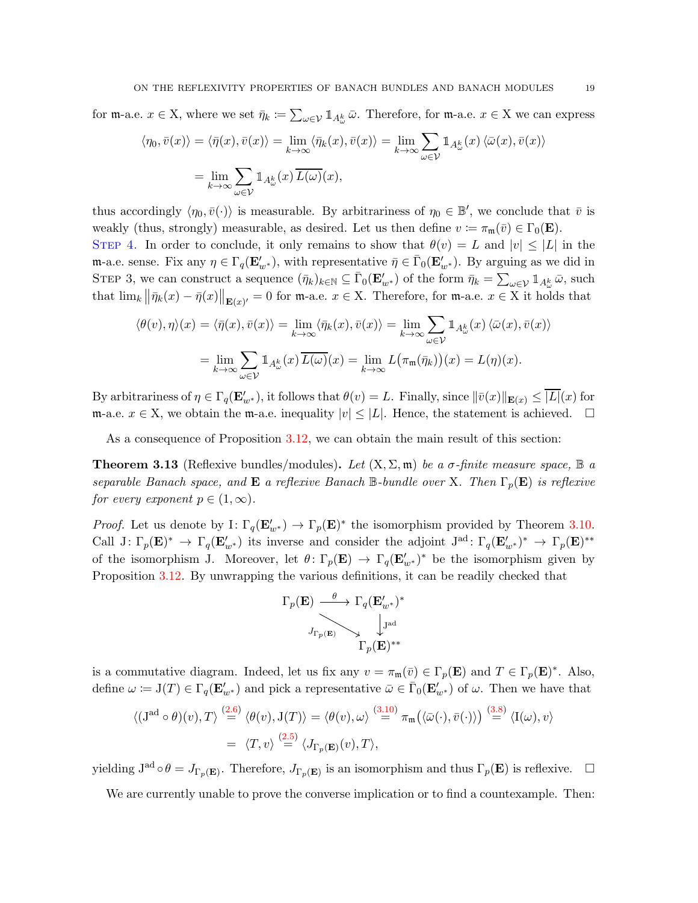for $\mathfrak{m}$-a.e. $x \in \mathrm{X}$, where we set $\bar{\eta}_k := \sum_{\omega \in \mathcal{V}} \mathbb{1}_{A^k_\omega} \bar{\omega}$. Therefore, for $\mathfrak{m}$-a.e. $x \in \mathrm{X}$ we can express

$$
\begin{aligned}
\langle \eta_0, \bar{v}(x) \rangle &= \langle \bar{\eta}(x), \bar{v}(x) \rangle = \lim_{k \to \infty} \langle \bar{\eta}_k(x), \bar{v}(x) \rangle = \lim_{k \to \infty} \sum_{\omega \in \mathcal{V}} \mathbb{1}_{A^k_\omega}(x) \, \langle \bar{\omega}(x), \bar{v}(x) \rangle \\
&= \lim_{k \to \infty} \sum_{\omega \in \mathcal{V}} \mathbb{1}_{A^k_\omega}(x) \, \overline{L(\omega)}(x),
\end{aligned}
$$

thus accordingly $\langle \eta_0, \bar{v}(\cdot) \rangle$ is measurable. By arbitrariness of $\eta_0 \in \mathbb{B}'$, we conclude that $\bar{v}$ is weakly (thus, strongly) measurable, as desired. Let us then define $v := \pi_\mathfrak{m}(\bar{v}) \in \Gamma_0(\mathbf{E})$.

Step 4. In order to conclude, it only remains to show that $\theta(v) = L$ and $|v| \leq |L|$ in the $\mathfrak{m}$-a.e. sense. Fix any $\eta \in \Gamma_q(\mathbf{E}'_{w^*})$, with representative $\bar{\eta} \in \bar{\Gamma}_0(\mathbf{E}'_{w^*})$. By arguing as we did in Step 3, we can construct a sequence $(\bar{\eta}_k)_{k \in \mathbb{N}} \subseteq \bar{\Gamma}_0(\mathbf{E}'_{w^*})$ of the form $\bar{\eta}_k = \sum_{\omega \in \mathcal{V}} \mathbb{1}_{A^k_\omega} \bar{\omega}$, such that $\lim_k \left\| \bar{\eta}_k(x) - \bar{\eta}(x) \right\|_{\mathbf{E}(x)'} = 0$ for $\mathfrak{m}$-a.e. $x \in \mathrm{X}$. Therefore, for $\mathfrak{m}$-a.e. $x \in \mathrm{X}$ it holds that

$$
\begin{aligned}
\langle \theta(v), \eta \rangle(x) &= \langle \bar{\eta}(x), \bar{v}(x) \rangle = \lim_{k \to \infty} \langle \bar{\eta}_k(x), \bar{v}(x) \rangle = \lim_{k \to \infty} \sum_{\omega \in \mathcal{V}} \mathbb{1}_{A^k_\omega}(x) \, \langle \bar{\omega}(x), \bar{v}(x) \rangle \\
&= \lim_{k \to \infty} \sum_{\omega \in \mathcal{V}} \mathbb{1}_{A^k_\omega}(x) \, \overline{L(\omega)}(x) = \lim_{k \to \infty} L\big(\pi_\mathfrak{m}(\bar{\eta}_k)\big)(x) = L(\eta)(x).
\end{aligned}
$$

By arbitrariness of $\eta \in \Gamma_q(\mathbf{E}'_{w^*})$, it follows that $\theta(v) = L$. Finally, since $\|\bar{v}(x)\|_{\mathbf{E}(x)} \leq \overline{|L|}(x)$ for $\mathfrak{m}$-a.e. $x \in \mathrm{X}$, we obtain the $\mathfrak{m}$-a.e. inequality $|v| \leq |L|$. Hence, the statement is achieved. $\square$

As a consequence of Proposition 3.12, we can obtain the main result of this section:

**Theorem 3.13** (Reflexive bundles/modules)**.** *Let $(\mathrm{X}, \Sigma, \mathfrak{m})$ be a $\sigma$-finite measure space, $\mathbb{B}$ a separable Banach space, and $\mathbf{E}$ a reflexive Banach $\mathbb{B}$-bundle over $\mathrm{X}$. Then $\Gamma_p(\mathbf{E})$ is reflexive for every exponent $p \in (1, \infty)$.*

*Proof.* Let us denote by $\mathrm{I} \colon \Gamma_q(\mathbf{E}'_{w^*}) \to \Gamma_p(\mathbf{E})^*$ the isomorphism provided by Theorem 3.10. Call $\mathrm{J} \colon \Gamma_p(\mathbf{E})^* \to \Gamma_q(\mathbf{E}'_{w^*})$ its inverse and consider the adjoint $\mathrm{J}^{\mathrm{ad}} \colon \Gamma_q(\mathbf{E}'_{w^*})^* \to \Gamma_p(\mathbf{E})^{**}$ of the isomorphism $\mathrm{J}$. Moreover, let $\theta \colon \Gamma_p(\mathbf{E}) \to \Gamma_q(\mathbf{E}'_{w^*})^*$ be the isomorphism given by Proposition 3.12. By unwrapping the various definitions, it can be readily checked that

$$
\begin{array}{ccc}
\Gamma_p(\mathbf{E}) & \xrightarrow{\ \theta\ } & \Gamma_q(\mathbf{E}'_{w^*})^* \\
& \underset{J_{\Gamma_p(\mathbf{E})}}{\searrow} & \big\downarrow \mathrm{J}^{\mathrm{ad}} \\
& & \Gamma_p(\mathbf{E})^{**}
\end{array}
$$

is a commutative diagram. Indeed, let us fix any $v = \pi_\mathfrak{m}(\bar{v}) \in \Gamma_p(\mathbf{E})$ and $T \in \Gamma_p(\mathbf{E})^*$. Also, define $\omega := \mathrm{J}(T) \in \Gamma_q(\mathbf{E}'_{w^*})$ and pick a representative $\bar{\omega} \in \bar{\Gamma}_0(\mathbf{E}'_{w^*})$ of $\omega$. Then we have that

$$
\begin{aligned}
\langle (\mathrm{J}^{\mathrm{ad}} \circ \theta)(v), T \rangle &\overset{(2.6)}{=} \langle \theta(v), \mathrm{J}(T) \rangle = \langle \theta(v), \omega \rangle \overset{(3.10)}{=} \pi_\mathfrak{m}\big(\langle \bar{\omega}(\cdot), \bar{v}(\cdot) \rangle\big) \overset{(3.8)}{=} \langle \mathrm{I}(\omega), v \rangle \\
&= \ \langle T, v \rangle \overset{(2.5)}{=} \langle J_{\Gamma_p(\mathbf{E})}(v), T \rangle,
\end{aligned}
$$

yielding $\mathrm{J}^{\mathrm{ad}} \circ \theta = J_{\Gamma_p(\mathbf{E})}$. Therefore, $J_{\Gamma_p(\mathbf{E})}$ is an isomorphism and thus $\Gamma_p(\mathbf{E})$ is reflexive. $\square$

We are currently unable to prove the converse implication or to find a counterexample. Then: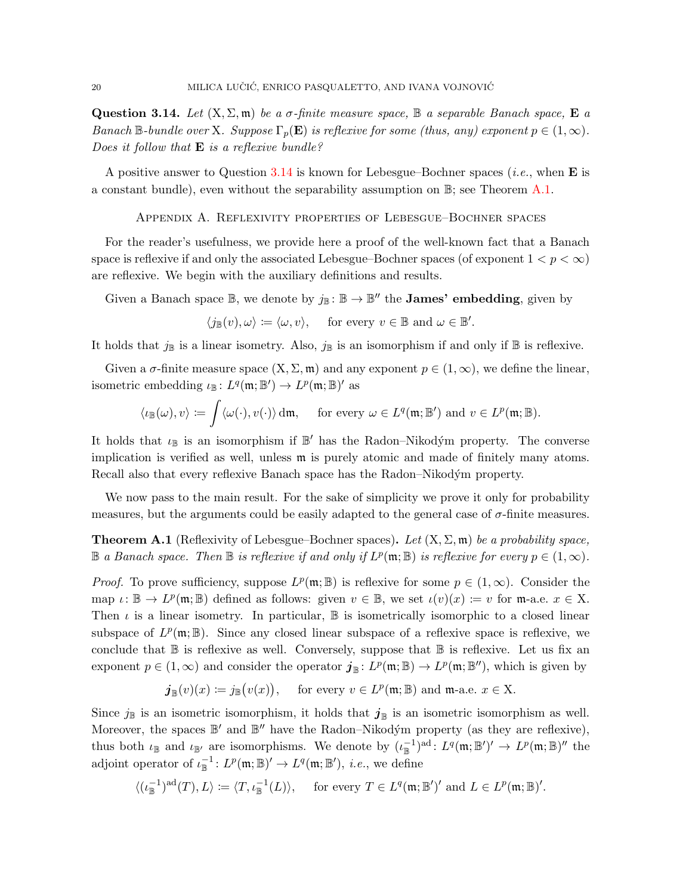**Question 3.14.** *Let* $(\mathrm{X},\Sigma,\mathfrak{m})$ *be a* $\sigma$*-finite measure space,* $\mathbb{B}$ *a separable Banach space,* $\mathbf{E}$ *a Banach* $\mathbb{B}$*-bundle over* $\mathrm{X}$*. Suppose* $\Gamma_p(\mathbf{E})$ *is reflexive for some (thus, any) exponent* $p\in(1,\infty)$*. Does it follow that* $\mathbf{E}$ *is a reflexive bundle?*

A positive answer to Question 3.14 is known for Lebesgue–Bochner spaces (*i.e.*, when $\mathbf{E}$ is a constant bundle), even without the separability assumption on $\mathbb{B}$; see Theorem A.1.

## Appendix A. Reflexivity properties of Lebesgue–Bochner spaces

For the reader's usefulness, we provide here a proof of the well-known fact that a Banach space is reflexive if and only the associated Lebesgue–Bochner spaces (of exponent $1<p<\infty$) are reflexive. We begin with the auxiliary definitions and results.

Given a Banach space $\mathbb{B}$, we denote by $j_{\mathbb{B}}\colon\mathbb{B}\to\mathbb{B}''$ the **James' embedding**, given by

$$\langle j_{\mathbb{B}}(v),\omega\rangle\coloneqq\langle\omega,v\rangle,\qquad\text{for every } v\in\mathbb{B}\text{ and }\omega\in\mathbb{B}'.$$

It holds that $j_{\mathbb{B}}$ is a linear isometry. Also, $j_{\mathbb{B}}$ is an isomorphism if and only if $\mathbb{B}$ is reflexive.

Given a $\sigma$-finite measure space $(\mathrm{X},\Sigma,\mathfrak{m})$ and any exponent $p\in(1,\infty)$, we define the linear, isometric embedding $\iota_{\mathbb{B}}\colon L^q(\mathfrak{m};\mathbb{B}')\to L^p(\mathfrak{m};\mathbb{B})'$ as

$$\langle\iota_{\mathbb{B}}(\omega),v\rangle\coloneqq\int\langle\omega(\cdot),v(\cdot)\rangle\,\mathrm{d}\mathfrak{m},\qquad\text{for every }\omega\in L^q(\mathfrak{m};\mathbb{B}')\text{ and }v\in L^p(\mathfrak{m};\mathbb{B}).$$

It holds that $\iota_{\mathbb{B}}$ is an isomorphism if $\mathbb{B}'$ has the Radon–Nikodým property. The converse implication is verified as well, unless $\mathfrak{m}$ is purely atomic and made of finitely many atoms. Recall also that every reflexive Banach space has the Radon–Nikodým property.

We now pass to the main result. For the sake of simplicity we prove it only for probability measures, but the arguments could be easily adapted to the general case of $\sigma$-finite measures.

**Theorem A.1** (Reflexivity of Lebesgue–Bochner spaces)**.** *Let* $(\mathrm{X},\Sigma,\mathfrak{m})$ *be a probability space,* $\mathbb{B}$ *a Banach space. Then* $\mathbb{B}$ *is reflexive if and only if* $L^p(\mathfrak{m};\mathbb{B})$ *is reflexive for every* $p\in(1,\infty)$*.*

*Proof.* To prove sufficiency, suppose $L^p(\mathfrak{m};\mathbb{B})$ is reflexive for some $p\in(1,\infty)$. Consider the map $\iota\colon\mathbb{B}\to L^p(\mathfrak{m};\mathbb{B})$ defined as follows: given $v\in\mathbb{B}$, we set $\iota(v)(x)\coloneqq v$ for $\mathfrak{m}$-a.e. $x\in\mathrm{X}$. Then $\iota$ is a linear isometry. In particular, $\mathbb{B}$ is isometrically isomorphic to a closed linear subspace of $L^p(\mathfrak{m};\mathbb{B})$. Since any closed linear subspace of a reflexive space is reflexive, we conclude that $\mathbb{B}$ is reflexive as well. Conversely, suppose that $\mathbb{B}$ is reflexive. Let us fix an exponent $p\in(1,\infty)$ and consider the operator $\boldsymbol{j}_{\mathbb{B}}\colon L^p(\mathfrak{m};\mathbb{B})\to L^p(\mathfrak{m};\mathbb{B}'')$, which is given by

$$\boldsymbol{j}_{\mathbb{B}}(v)(x)\coloneqq j_{\mathbb{B}}\big(v(x)\big),\qquad\text{for every }v\in L^p(\mathfrak{m};\mathbb{B})\text{ and }\mathfrak{m}\text{-a.e. }x\in\mathrm{X}.$$

Since $j_{\mathbb{B}}$ is an isometric isomorphism, it holds that $\boldsymbol{j}_{\mathbb{B}}$ is an isometric isomorphism as well. Moreover, the spaces $\mathbb{B}'$ and $\mathbb{B}''$ have the Radon–Nikodým property (as they are reflexive), thus both $\iota_{\mathbb{B}}$ and $\iota_{\mathbb{B}'}$ are isomorphisms. We denote by $(\iota_{\mathbb{B}}^{-1})^{\mathrm{ad}}\colon L^q(\mathfrak{m};\mathbb{B}')'\to L^p(\mathfrak{m};\mathbb{B})''$ the adjoint operator of $\iota_{\mathbb{B}}^{-1}\colon L^p(\mathfrak{m};\mathbb{B})'\to L^q(\mathfrak{m};\mathbb{B}')$, *i.e.*, we define

$$\langle(\iota_{\mathbb{B}}^{-1})^{\mathrm{ad}}(T),L\rangle\coloneqq\langle T,\iota_{\mathbb{B}}^{-1}(L)\rangle,\qquad\text{for every }T\in L^q(\mathfrak{m};\mathbb{B}')'\text{ and }L\in L^p(\mathfrak{m};\mathbb{B})'.$$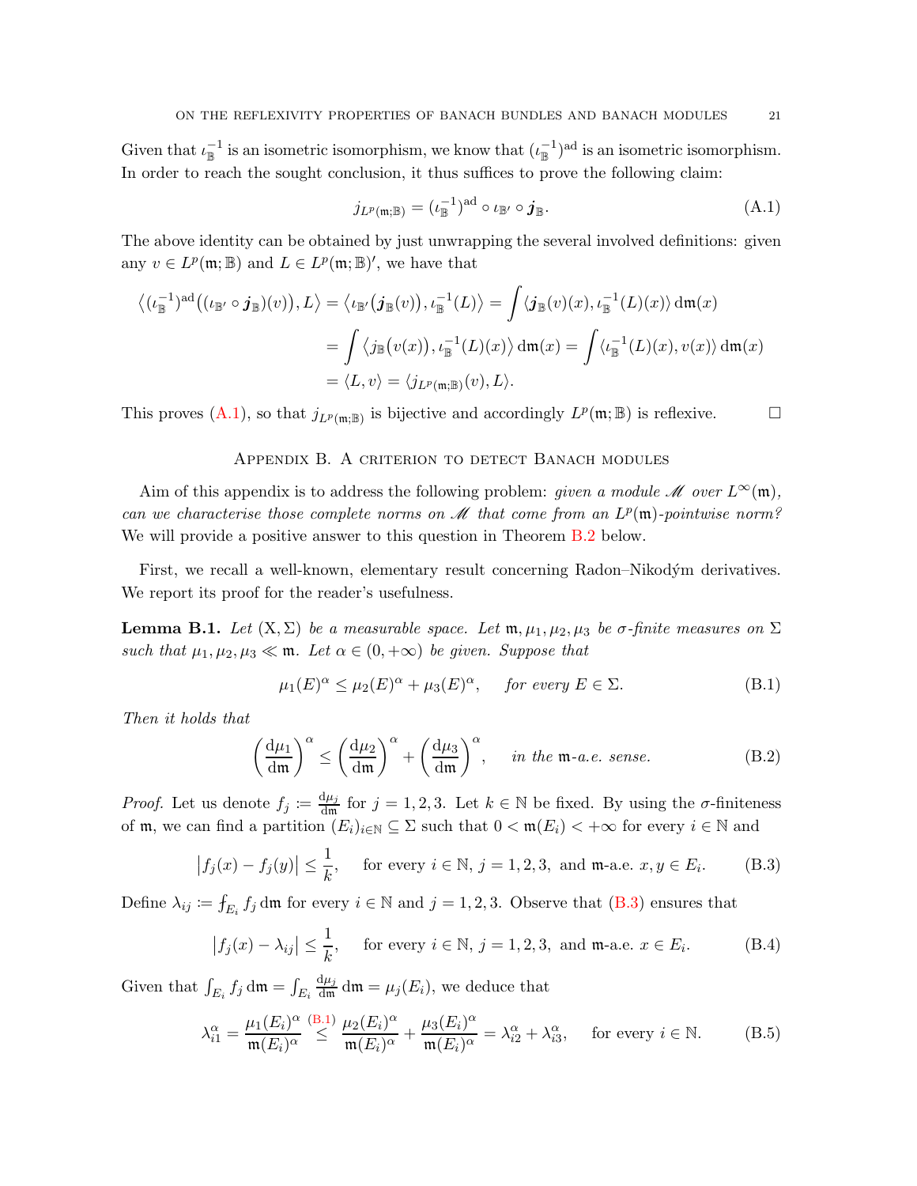Given that $\iota_{\mathbb{B}}^{-1}$ is an isometric isomorphism, we know that $(\iota_{\mathbb{B}}^{-1})^{\rm ad}$ is an isometric isomorphism. In order to reach the sought conclusion, it thus suffices to prove the following claim:

$$j_{L^p(\mathfrak{m};\mathbb{B})} = (\iota_{\mathbb{B}}^{-1})^{\rm ad} \circ \iota_{\mathbb{B}'} \circ \boldsymbol{j}_{\mathbb{B}}. \tag{A.1}$$

The above identity can be obtained by just unwrapping the several involved definitions: given any $v \in L^p(\mathfrak{m};\mathbb{B})$ and $L \in L^p(\mathfrak{m};\mathbb{B})'$, we have that

$$\begin{aligned}
\big\langle (\iota_{\mathbb{B}}^{-1})^{\rm ad}\big((\iota_{\mathbb{B}'} \circ \boldsymbol{j}_{\mathbb{B}})(v)\big), L \big\rangle &= \big\langle \iota_{\mathbb{B}'}\big(\boldsymbol{j}_{\mathbb{B}}(v)\big), \iota_{\mathbb{B}}^{-1}(L) \big\rangle = \int \langle \boldsymbol{j}_{\mathbb{B}}(v)(x), \iota_{\mathbb{B}}^{-1}(L)(x) \rangle \,\mathrm{d}\mathfrak{m}(x) \\
&= \int \big\langle j_{\mathbb{B}}\big(v(x)\big), \iota_{\mathbb{B}}^{-1}(L)(x) \big\rangle \,\mathrm{d}\mathfrak{m}(x) = \int \langle \iota_{\mathbb{B}}^{-1}(L)(x), v(x) \rangle \,\mathrm{d}\mathfrak{m}(x) \\
&= \langle L, v \rangle = \langle j_{L^p(\mathfrak{m};\mathbb{B})}(v), L \rangle.
\end{aligned}$$

This proves (A.1), so that $j_{L^p(\mathfrak{m};\mathbb{B})}$ is bijective and accordingly $L^p(\mathfrak{m};\mathbb{B})$ is reflexive. $\square$

## Appendix B. A criterion to detect Banach modules

Aim of this appendix is to address the following problem: *given a module $\mathscr{M}$ over $L^\infty(\mathfrak{m})$, can we characterise those complete norms on $\mathscr{M}$ that come from an $L^p(\mathfrak{m})$-pointwise norm?* We will provide a positive answer to this question in Theorem B.2 below.

First, we recall a well-known, elementary result concerning Radon–Nikodým derivatives. We report its proof for the reader's usefulness.

**Lemma B.1.** *Let $(\mathrm{X},\Sigma)$ be a measurable space. Let $\mathfrak{m},\mu_1,\mu_2,\mu_3$ be $\sigma$-finite measures on $\Sigma$ such that $\mu_1,\mu_2,\mu_3 \ll \mathfrak{m}$. Let $\alpha \in (0,+\infty)$ be given. Suppose that*

$$\mu_1(E)^\alpha \leq \mu_2(E)^\alpha + \mu_3(E)^\alpha, \quad \text{for every } E \in \Sigma. \tag{B.1}$$

*Then it holds that*

$$\left(\frac{\mathrm{d}\mu_1}{\mathrm{d}\mathfrak{m}}\right)^\alpha \leq \left(\frac{\mathrm{d}\mu_2}{\mathrm{d}\mathfrak{m}}\right)^\alpha + \left(\frac{\mathrm{d}\mu_3}{\mathrm{d}\mathfrak{m}}\right)^\alpha, \quad \text{in the } \mathfrak{m}\text{-a.e. sense.} \tag{B.2}$$

*Proof.* Let us denote $f_j \coloneqq \frac{\mathrm{d}\mu_j}{\mathrm{d}\mathfrak{m}}$ for $j = 1,2,3$. Let $k \in \mathbb{N}$ be fixed. By using the $\sigma$-finiteness of $\mathfrak{m}$, we can find a partition $(E_i)_{i\in\mathbb{N}} \subseteq \Sigma$ such that $0 < \mathfrak{m}(E_i) < +\infty$ for every $i \in \mathbb{N}$ and

$$\big|f_j(x) - f_j(y)\big| \leq \frac{1}{k}, \quad \text{for every } i \in \mathbb{N},\ j = 1,2,3, \text{ and } \mathfrak{m}\text{-a.e. } x,y \in E_i. \tag{B.3}$$

Define $\lambda_{ij} \coloneqq \fint_{E_i} f_j \,\mathrm{d}\mathfrak{m}$ for every $i \in \mathbb{N}$ and $j = 1,2,3$. Observe that (B.3) ensures that

$$\big|f_j(x) - \lambda_{ij}\big| \leq \frac{1}{k}, \quad \text{for every } i \in \mathbb{N},\ j = 1,2,3, \text{ and } \mathfrak{m}\text{-a.e. } x \in E_i. \tag{B.4}$$

Given that $\int_{E_i} f_j \,\mathrm{d}\mathfrak{m} = \int_{E_i} \frac{\mathrm{d}\mu_j}{\mathrm{d}\mathfrak{m}} \,\mathrm{d}\mathfrak{m} = \mu_j(E_i)$, we deduce that

$$\lambda_{i1}^\alpha = \frac{\mu_1(E_i)^\alpha}{\mathfrak{m}(E_i)^\alpha} \overset{\text{(B.1)}}{\leq} \frac{\mu_2(E_i)^\alpha}{\mathfrak{m}(E_i)^\alpha} + \frac{\mu_3(E_i)^\alpha}{\mathfrak{m}(E_i)^\alpha} = \lambda_{i2}^\alpha + \lambda_{i3}^\alpha, \quad \text{for every } i \in \mathbb{N}. \tag{B.5}$$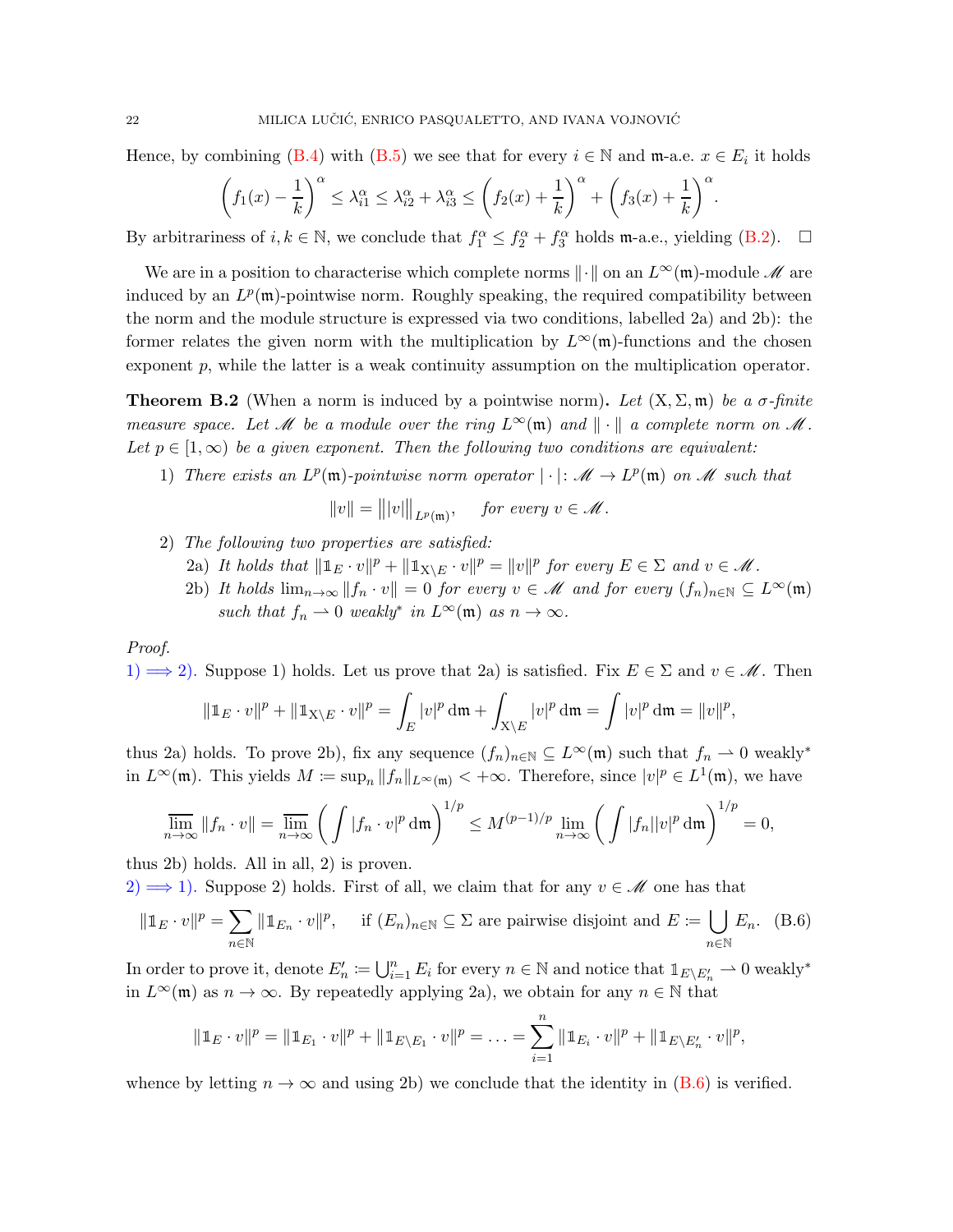Hence, by combining (B.4) with (B.5) we see that for every $i \in \mathbb{N}$ and $\mathfrak{m}$-a.e. $x \in E_i$ it holds

$$\left(f_1(x) - \frac{1}{k}\right)^\alpha \leq \lambda_{i1}^\alpha \leq \lambda_{i2}^\alpha + \lambda_{i3}^\alpha \leq \left(f_2(x) + \frac{1}{k}\right)^\alpha + \left(f_3(x) + \frac{1}{k}\right)^\alpha.$$

By arbitrariness of $i, k \in \mathbb{N}$, we conclude that $f_1^\alpha \leq f_2^\alpha + f_3^\alpha$ holds $\mathfrak{m}$-a.e., yielding (B.2). □

We are in a position to characterise which complete norms $\|\cdot\|$ on an $L^\infty(\mathfrak{m})$-module $\mathscr{M}$ are induced by an $L^p(\mathfrak{m})$-pointwise norm. Roughly speaking, the required compatibility between the norm and the module structure is expressed via two conditions, labelled 2a) and 2b): the former relates the given norm with the multiplication by $L^\infty(\mathfrak{m})$-functions and the chosen exponent $p$, while the latter is a weak continuity assumption on the multiplication operator.

**Theorem B.2** (When a norm is induced by a pointwise norm)**.** *Let $(\mathrm{X}, \Sigma, \mathfrak{m})$ be a $\sigma$-finite measure space. Let $\mathscr{M}$ be a module over the ring $L^\infty(\mathfrak{m})$ and $\|\cdot\|$ a complete norm on $\mathscr{M}$. Let $p \in [1, \infty)$ be a given exponent. Then the following two conditions are equivalent:*

1) *There exists an $L^p(\mathfrak{m})$-pointwise norm operator $|\cdot| \colon \mathscr{M} \to L^p(\mathfrak{m})$ on $\mathscr{M}$ such that*
$$\|v\| = \big\||v|\big\|_{L^p(\mathfrak{m})}, \quad \text{for every } v \in \mathscr{M}.$$
2) *The following two properties are satisfied:*
   - 2a) *It holds that $\|\mathbb{1}_E \cdot v\|^p + \|\mathbb{1}_{\mathrm{X}\setminus E} \cdot v\|^p = \|v\|^p$ for every $E \in \Sigma$ and $v \in \mathscr{M}$.*
   - 2b) *It holds $\lim_{n\to\infty} \|f_n \cdot v\| = 0$ for every $v \in \mathscr{M}$ and for every $(f_n)_{n\in\mathbb{N}} \subseteq L^\infty(\mathfrak{m})$ such that $f_n \rightharpoonup 0$ weakly$^*$ in $L^\infty(\mathfrak{m})$ as $n \to \infty$.*

*Proof.*
1) $\Longrightarrow$ 2). Suppose 1) holds. Let us prove that 2a) is satisfied. Fix $E \in \Sigma$ and $v \in \mathscr{M}$. Then

$$\|\mathbb{1}_E \cdot v\|^p + \|\mathbb{1}_{\mathrm{X}\setminus E} \cdot v\|^p = \int_E |v|^p \,\mathrm{d}\mathfrak{m} + \int_{\mathrm{X}\setminus E} |v|^p \,\mathrm{d}\mathfrak{m} = \int |v|^p \,\mathrm{d}\mathfrak{m} = \|v\|^p,$$

thus 2a) holds. To prove 2b), fix any sequence $(f_n)_{n\in\mathbb{N}} \subseteq L^\infty(\mathfrak{m})$ such that $f_n \rightharpoonup 0$ weakly$^*$ in $L^\infty(\mathfrak{m})$. This yields $M \coloneqq \sup_n \|f_n\|_{L^\infty(\mathfrak{m})} < +\infty$. Therefore, since $|v|^p \in L^1(\mathfrak{m})$, we have

$$\varlimsup_{n\to\infty} \|f_n \cdot v\| = \varlimsup_{n\to\infty} \left(\int |f_n \cdot v|^p \,\mathrm{d}\mathfrak{m}\right)^{1/p} \leq M^{(p-1)/p} \lim_{n\to\infty} \left(\int |f_n||v|^p \,\mathrm{d}\mathfrak{m}\right)^{1/p} = 0,$$

thus 2b) holds. All in all, 2) is proven.
2) $\Longrightarrow$ 1). Suppose 2) holds. First of all, we claim that for any $v \in \mathscr{M}$ one has that

$$\|\mathbb{1}_E \cdot v\|^p = \sum_{n\in\mathbb{N}} \|\mathbb{1}_{E_n} \cdot v\|^p, \quad \text{if } (E_n)_{n\in\mathbb{N}} \subseteq \Sigma \text{ are pairwise disjoint and } E \coloneqq \bigcup_{n\in\mathbb{N}} E_n. \tag{B.6}$$

In order to prove it, denote $E_n' \coloneqq \bigcup_{i=1}^n E_i$ for every $n \in \mathbb{N}$ and notice that $\mathbb{1}_{E\setminus E_n'} \rightharpoonup 0$ weakly$^*$ in $L^\infty(\mathfrak{m})$ as $n \to \infty$. By repeatedly applying 2a), we obtain for any $n \in \mathbb{N}$ that

$$\|\mathbb{1}_E \cdot v\|^p = \|\mathbb{1}_{E_1} \cdot v\|^p + \|\mathbb{1}_{E\setminus E_1} \cdot v\|^p = \ldots = \sum_{i=1}^n \|\mathbb{1}_{E_i} \cdot v\|^p + \|\mathbb{1}_{E\setminus E_n'} \cdot v\|^p,$$

whence by letting $n \to \infty$ and using 2b) we conclude that the identity in (B.6) is verified.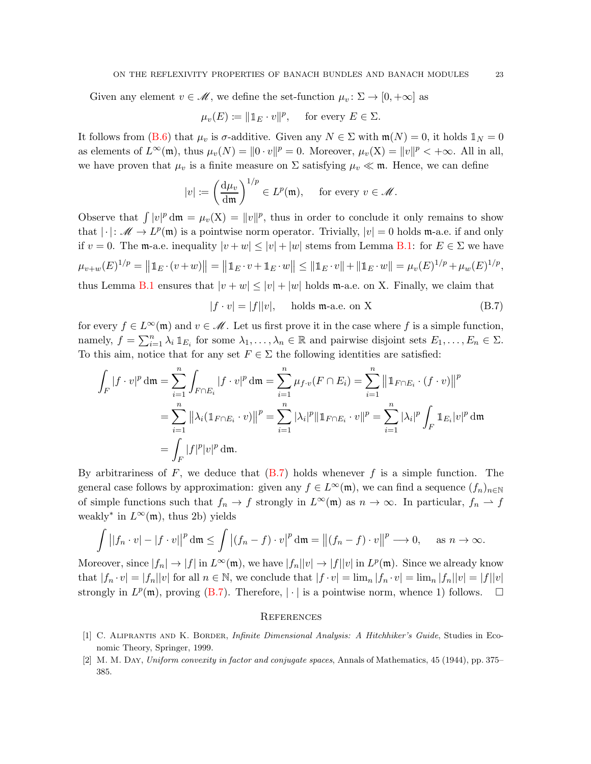Given any element $v \in \mathscr{M}$, we define the set-function $\mu_v \colon \Sigma \to [0, +\infty]$ as

$$\mu_v(E) := \|\mathbb{1}_E \cdot v\|^p, \qquad \text{for every } E \in \Sigma.$$

It follows from (B.6) that $\mu_v$ is $\sigma$-additive. Given any $N \in \Sigma$ with $\mathfrak{m}(N) = 0$, it holds $\mathbb{1}_N = 0$ as elements of $L^\infty(\mathfrak{m})$, thus $\mu_v(N) = \|0 \cdot v\|^p = 0$. Moreover, $\mu_v(\mathrm{X}) = \|v\|^p < +\infty$. All in all, we have proven that $\mu_v$ is a finite measure on $\Sigma$ satisfying $\mu_v \ll \mathfrak{m}$. Hence, we can define

$$|v| := \left( \frac{\mathrm{d}\mu_v}{\mathrm{d}\mathfrak{m}} \right)^{1/p} \in L^p(\mathfrak{m}), \qquad \text{for every } v \in \mathscr{M}.$$

Observe that $\int |v|^p \, \mathrm{d}\mathfrak{m} = \mu_v(\mathrm{X}) = \|v\|^p$, thus in order to conclude it only remains to show that $|\cdot| \colon \mathscr{M} \to L^p(\mathfrak{m})$ is a pointwise norm operator. Trivially, $|v| = 0$ holds $\mathfrak{m}$-a.e. if and only if $v = 0$. The $\mathfrak{m}$-a.e. inequality $|v + w| \leq |v| + |w|$ stems from Lemma B.1: for $E \in \Sigma$ we have

$$\mu_{v+w}(E)^{1/p} = \left\|\mathbb{1}_E \cdot (v+w)\right\| = \left\|\mathbb{1}_E \cdot v + \mathbb{1}_E \cdot w\right\| \leq \|\mathbb{1}_E \cdot v\| + \|\mathbb{1}_E \cdot w\| = \mu_v(E)^{1/p} + \mu_w(E)^{1/p},$$

thus Lemma B.1 ensures that $|v + w| \leq |v| + |w|$ holds $\mathfrak{m}$-a.e. on X. Finally, we claim that

$$|f \cdot v| = |f||v|, \qquad \text{holds } \mathfrak{m}\text{-a.e. on X} \tag{B.7}$$

for every $f \in L^\infty(\mathfrak{m})$ and $v \in \mathscr{M}$. Let us first prove it in the case where $f$ is a simple function, namely, $f = \sum_{i=1}^n \lambda_i \, \mathbb{1}_{E_i}$ for some $\lambda_1, \ldots, \lambda_n \in \mathbb{R}$ and pairwise disjoint sets $E_1, \ldots, E_n \in \Sigma$. To this aim, notice that for any set $F \in \Sigma$ the following identities are satisfied:

$$\begin{aligned}
\int_F |f \cdot v|^p \, \mathrm{d}\mathfrak{m} &= \sum_{i=1}^n \int_{F \cap E_i} |f \cdot v|^p \, \mathrm{d}\mathfrak{m} = \sum_{i=1}^n \mu_{f \cdot v}(F \cap E_i) = \sum_{i=1}^n \left\|\mathbb{1}_{F \cap E_i} \cdot (f \cdot v)\right\|^p \\
&= \sum_{i=1}^n \left\|\lambda_i (\mathbb{1}_{F \cap E_i} \cdot v)\right\|^p = \sum_{i=1}^n |\lambda_i|^p \|\mathbb{1}_{F \cap E_i} \cdot v\|^p = \sum_{i=1}^n |\lambda_i|^p \int_F \mathbb{1}_{E_i} |v|^p \, \mathrm{d}\mathfrak{m} \\
&= \int_F |f|^p |v|^p \, \mathrm{d}\mathfrak{m}.
\end{aligned}$$

By arbitrariness of $F$, we deduce that (B.7) holds whenever $f$ is a simple function. The general case follows by approximation: given any $f \in L^\infty(\mathfrak{m})$, we can find a sequence $(f_n)_{n \in \mathbb{N}}$ of simple functions such that $f_n \to f$ strongly in $L^\infty(\mathfrak{m})$ as $n \to \infty$. In particular, $f_n \rightharpoonup f$ weakly$^*$ in $L^\infty(\mathfrak{m})$, thus 2b) yields

$$\int \left||f_n \cdot v| - |f \cdot v|\right|^p \mathrm{d}\mathfrak{m} \leq \int \left|(f_n - f) \cdot v\right|^p \mathrm{d}\mathfrak{m} = \left\|(f_n - f) \cdot v\right\|^p \longrightarrow 0, \qquad \text{as } n \to \infty.$$

Moreover, since $|f_n| \to |f|$ in $L^\infty(\mathfrak{m})$, we have $|f_n||v| \to |f||v|$ in $L^p(\mathfrak{m})$. Since we already know that $|f_n \cdot v| = |f_n||v|$ for all $n \in \mathbb{N}$, we conclude that $|f \cdot v| = \lim_n |f_n \cdot v| = \lim_n |f_n||v| = |f||v|$ strongly in $L^p(\mathfrak{m})$, proving (B.7). Therefore, $|\cdot|$ is a pointwise norm, whence 1) follows. $\square$

## References

[1] C. Aliprantis and K. Border, *Infinite Dimensional Analysis: A Hitchhiker's Guide*, Studies in Economic Theory, Springer, 1999.

[2] M. M. Day, *Uniform convexity in factor and conjugate spaces*, Annals of Mathematics, 45 (1944), pp. 375–385.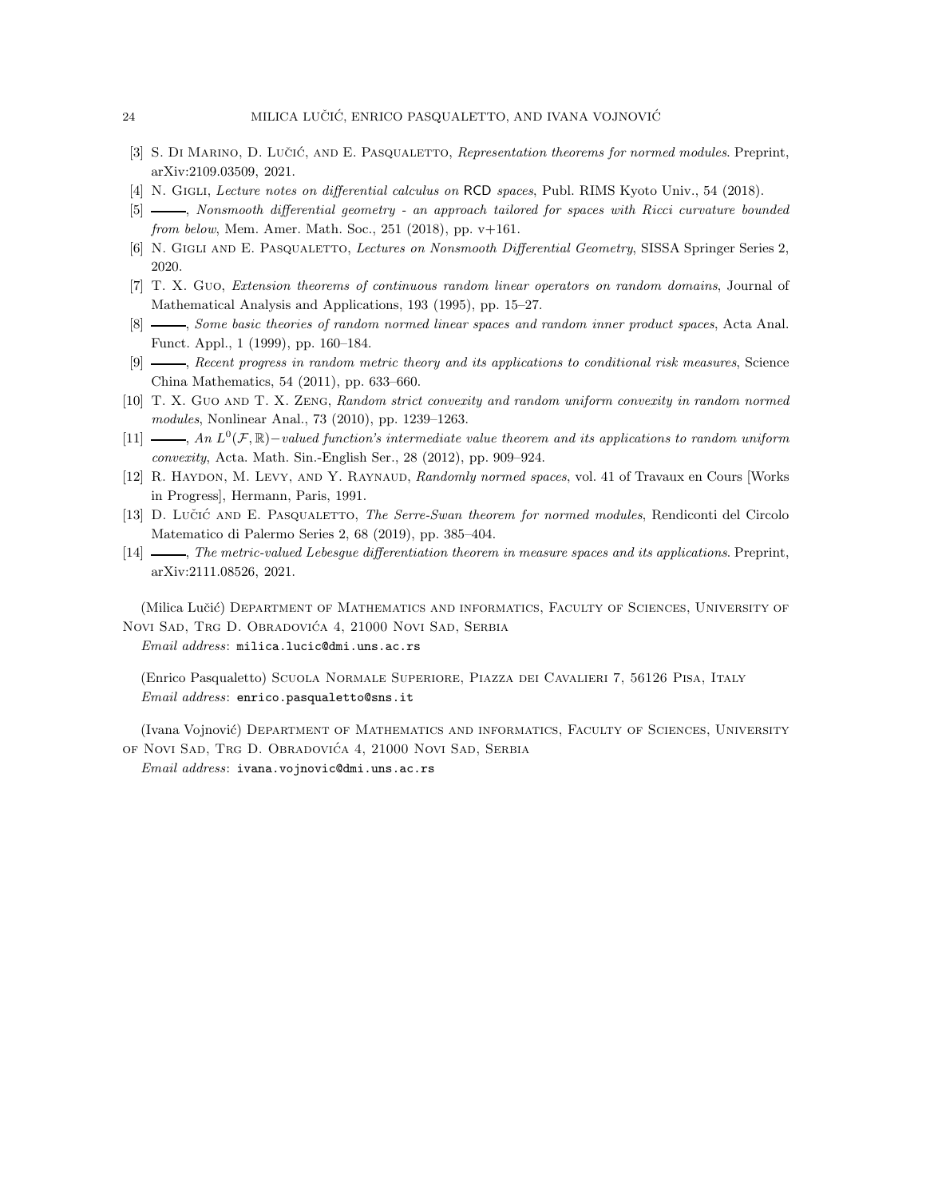[3] S. Di Marino, D. Lučić, and E. Pasqualetto, *Representation theorems for normed modules*. Preprint, arXiv:2109.03509, 2021.

[4] N. Gigli, *Lecture notes on differential calculus on* RCD *spaces*, Publ. RIMS Kyoto Univ., 54 (2018).

[5] ——, *Nonsmooth differential geometry - an approach tailored for spaces with Ricci curvature bounded from below*, Mem. Amer. Math. Soc., 251 (2018), pp. v+161.

[6] N. Gigli and E. Pasqualetto, *Lectures on Nonsmooth Differential Geometry*, SISSA Springer Series 2, 2020.

[7] T. X. Guo, *Extension theorems of continuous random linear operators on random domains*, Journal of Mathematical Analysis and Applications, 193 (1995), pp. 15–27.

[8] ——, *Some basic theories of random normed linear spaces and random inner product spaces*, Acta Anal. Funct. Appl., 1 (1999), pp. 160–184.

[9] ——, *Recent progress in random metric theory and its applications to conditional risk measures*, Science China Mathematics, 54 (2011), pp. 633–660.

[10] T. X. Guo and T. X. Zeng, *Random strict convexity and random uniform convexity in random normed modules*, Nonlinear Anal., 73 (2010), pp. 1239–1263.

[11] ——, *An* $L^0(\mathcal{F}, \mathbb{R})-$*valued function's intermediate value theorem and its applications to random uniform convexity*, Acta. Math. Sin.-English Ser., 28 (2012), pp. 909–924.

[12] R. Haydon, M. Levy, and Y. Raynaud, *Randomly normed spaces*, vol. 41 of Travaux en Cours [Works in Progress], Hermann, Paris, 1991.

[13] D. Lučić and E. Pasqualetto, *The Serre-Swan theorem for normed modules*, Rendiconti del Circolo Matematico di Palermo Series 2, 68 (2019), pp. 385–404.

[14] ——, *The metric-valued Lebesgue differentiation theorem in measure spaces and its applications*. Preprint, arXiv:2111.08526, 2021.

(Milica Lučić) Department of Mathematics and informatics, Faculty of Sciences, University of Novi Sad, Trg D. Obradovića 4, 21000 Novi Sad, Serbia

*Email address*: milica.lucic@dmi.uns.ac.rs

(Enrico Pasqualetto) Scuola Normale Superiore, Piazza dei Cavalieri 7, 56126 Pisa, Italy

*Email address*: enrico.pasqualetto@sns.it

(Ivana Vojnović) Department of Mathematics and informatics, Faculty of Sciences, University of Novi Sad, Trg D. Obradovića 4, 21000 Novi Sad, Serbia

*Email address*: ivana.vojnovic@dmi.uns.ac.rs